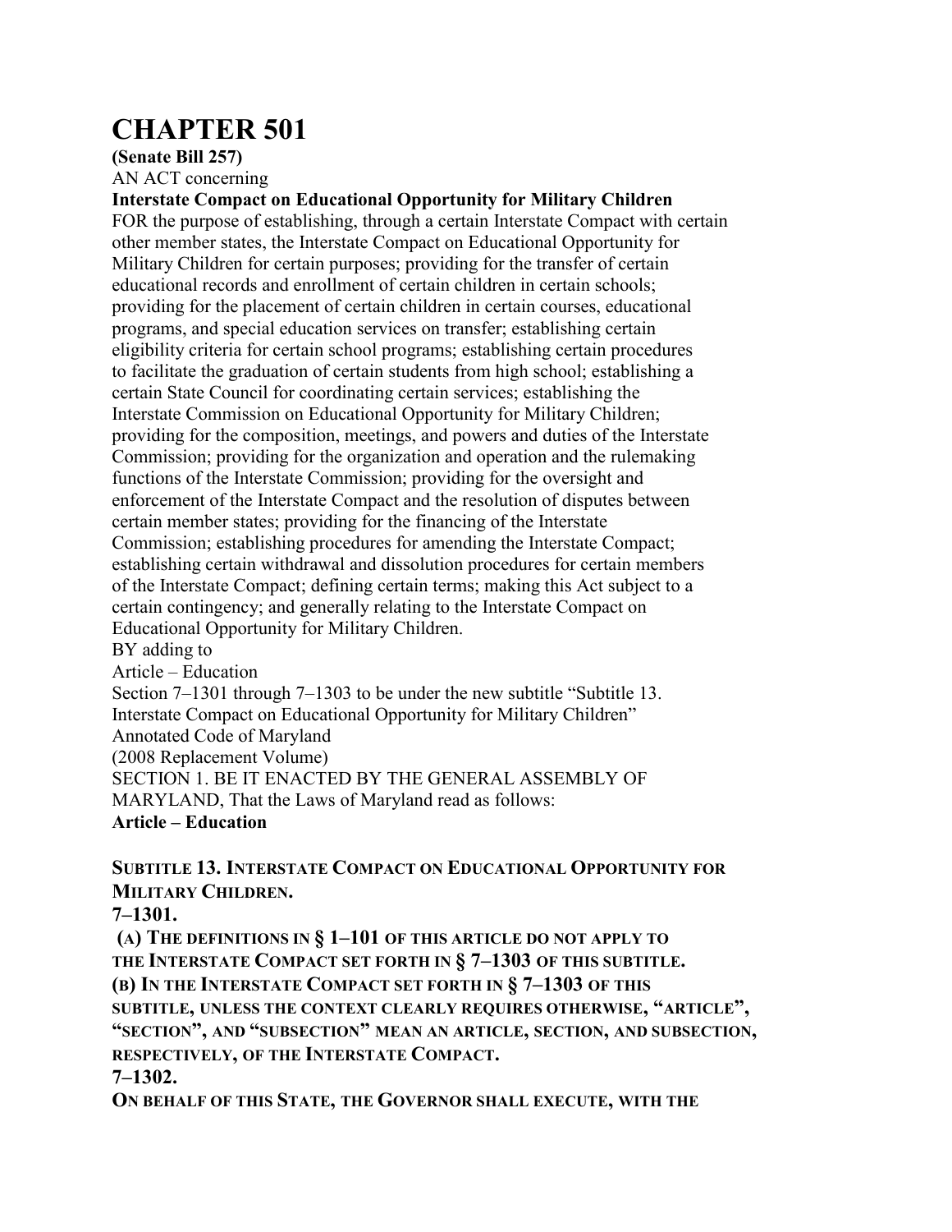# CHAPTER 501

**(Senate Bill 257)**

AN ACT concerning

**Interstate Compact on Educational Opportunity for Military Children**

FOR the purpose of establishing, through a certain Interstate Compact with certain other member states, the Interstate Compact on Educational Opportunity for Military Children for certain purposes; providing for the transfer of certain educational records and enrollment of certain children in certain schools; providing for the placement of certain children in certain courses, educational programs, and special education services on transfer; establishing certain eligibility criteria for certain school programs; establishing certain procedures to facilitate the graduation of certain students from high school; establishing a certain State Council for coordinating certain services; establishing the Interstate Commission on Educational Opportunity for Military Children; providing for the composition, meetings, and powers and duties of the Interstate Commission; providing for the organization and operation and the rulemaking functions of the Interstate Commission; providing for the oversight and enforcement of the Interstate Compact and the resolution of disputes between certain member states; providing for the financing of the Interstate Commission; establishing procedures for amending the Interstate Compact; establishing certain withdrawal and dissolution procedures for certain members of the Interstate Compact; defining certain terms; making this Act subject to a certain contingency; and generally relating to the Interstate Compact on Educational Opportunity for Military Children.

BY adding to

Article – Education

Section 7–1301 through 7–1303 to be under the new subtitle "Subtitle 13. Interstate Compact on Educational Opportunity for Military Children"

Annotated Code of Maryland

(2008 Replacement Volume)

SECTION 1. BE IT ENACTED BY THE GENERAL ASSEMBLY OF MARYLAND, That the Laws of Maryland read as follows:

**Article – Education**

**SUBTITLE 13. INTERSTATE COMPACT ON EDUCATIONAL OPPORTUNITY FOR MILITARY CHILDREN.**

**7–1301.**

**(A) THE DEFINITIONS IN § 1–101 OF THIS ARTICLE DO NOT APPLY TO THE INTERSTATE COMPACT SET FORTH IN § 7–1303 OF THIS SUBTITLE.**

**(B) IN THE INTERSTATE COMPACT SET FORTH IN § 7–1303 OF THIS SUBTITLE, UNLESS THE CONTEXT CLEARLY REQUIRES OTHERWISE, "ARTICLE", "SECTION", AND "SUBSECTION" MEAN AN ARTICLE, SECTION, AND SUBSECTION, RESPECTIVELY, OF THE INTERSTATE COMPACT.**

**7–1302.**

**ON BEHALF OF THIS STATE, THE GOVERNOR SHALL EXECUTE, WITH THE**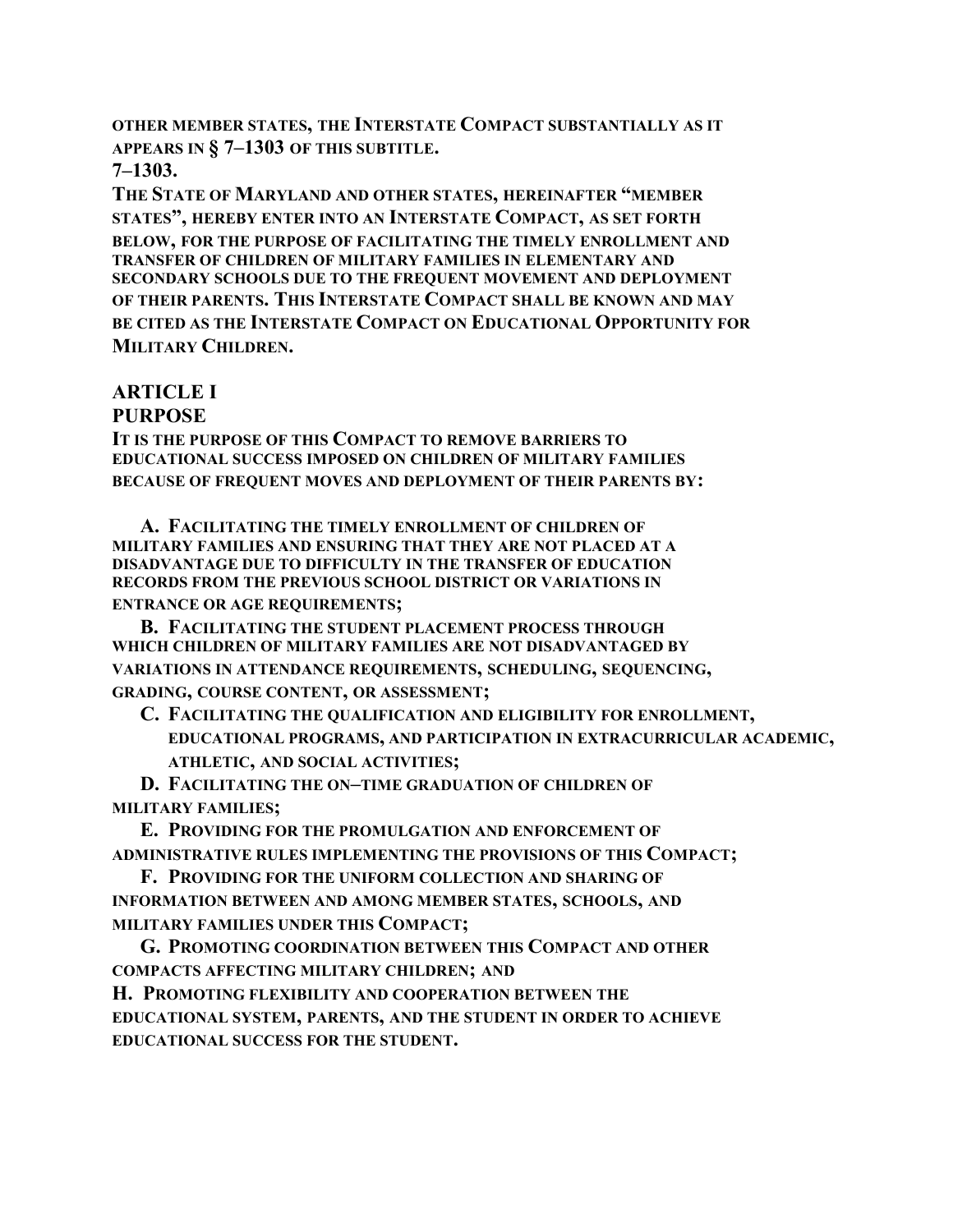**OTHER MEMBER STATES, THE INTERSTATE COMPACT SUBSTANTIALLY AS IT APPEARS IN § 7–1303 OF THIS SUBTITLE.**

**7–1303.**

**THE STATE OF MARYLAND AND OTHER STATES, HEREINAFTER "MEMBER STATES", HEREBY ENTER INTO AN INTERSTATE COMPACT, AS SET FORTH BELOW, FOR THE PURPOSE OF FACILITATING THE TIMELY ENROLLMENT AND TRANSFER OF CHILDREN OF MILITARY FAMILIES IN ELEMENTARY AND SECONDARY SCHOOLS DUE TO THE FREQUENT MOVEMENT AND DEPLOYMENT OF THEIR PARENTS. THIS INTERSTATE COMPACT SHALL BE KNOWN AND MAY BE CITED AS THE INTERSTATE COMPACT ON EDUCATIONAL OPPORTUNITY FOR MILITARY CHILDREN.**

## ARTICLE I
## PURPOSE

**IT IS THE PURPOSE OF THIS COMPACT TO REMOVE BARRIERS TO EDUCATIONAL SUCCESS IMPOSED ON CHILDREN OF MILITARY FAMILIES BECAUSE OF FREQUENT MOVES AND DEPLOYMENT OF THEIR PARENTS BY:**

**A. FACILITATING THE TIMELY ENROLLMENT OF CHILDREN OF MILITARY FAMILIES AND ENSURING THAT THEY ARE NOT PLACED AT A DISADVANTAGE DUE TO DIFFICULTY IN THE TRANSFER OF EDUCATION RECORDS FROM THE PREVIOUS SCHOOL DISTRICT OR VARIATIONS IN ENTRANCE OR AGE REQUIREMENTS;**

**B. FACILITATING THE STUDENT PLACEMENT PROCESS THROUGH WHICH CHILDREN OF MILITARY FAMILIES ARE NOT DISADVANTAGED BY VARIATIONS IN ATTENDANCE REQUIREMENTS, SCHEDULING, SEQUENCING, GRADING, COURSE CONTENT, OR ASSESSMENT;**

**C. FACILITATING THE QUALIFICATION AND ELIGIBILITY FOR ENROLLMENT, EDUCATIONAL PROGRAMS, AND PARTICIPATION IN EXTRACURRICULAR ACADEMIC, ATHLETIC, AND SOCIAL ACTIVITIES;**

**D. FACILITATING THE ON–TIME GRADUATION OF CHILDREN OF MILITARY FAMILIES;**

**E. PROVIDING FOR THE PROMULGATION AND ENFORCEMENT OF ADMINISTRATIVE RULES IMPLEMENTING THE PROVISIONS OF THIS COMPACT;**

**F. PROVIDING FOR THE UNIFORM COLLECTION AND SHARING OF INFORMATION BETWEEN AND AMONG MEMBER STATES, SCHOOLS, AND MILITARY FAMILIES UNDER THIS COMPACT;**

**G. PROMOTING COORDINATION BETWEEN THIS COMPACT AND OTHER COMPACTS AFFECTING MILITARY CHILDREN; AND**

**H. PROMOTING FLEXIBILITY AND COOPERATION BETWEEN THE EDUCATIONAL SYSTEM, PARENTS, AND THE STUDENT IN ORDER TO ACHIEVE EDUCATIONAL SUCCESS FOR THE STUDENT.**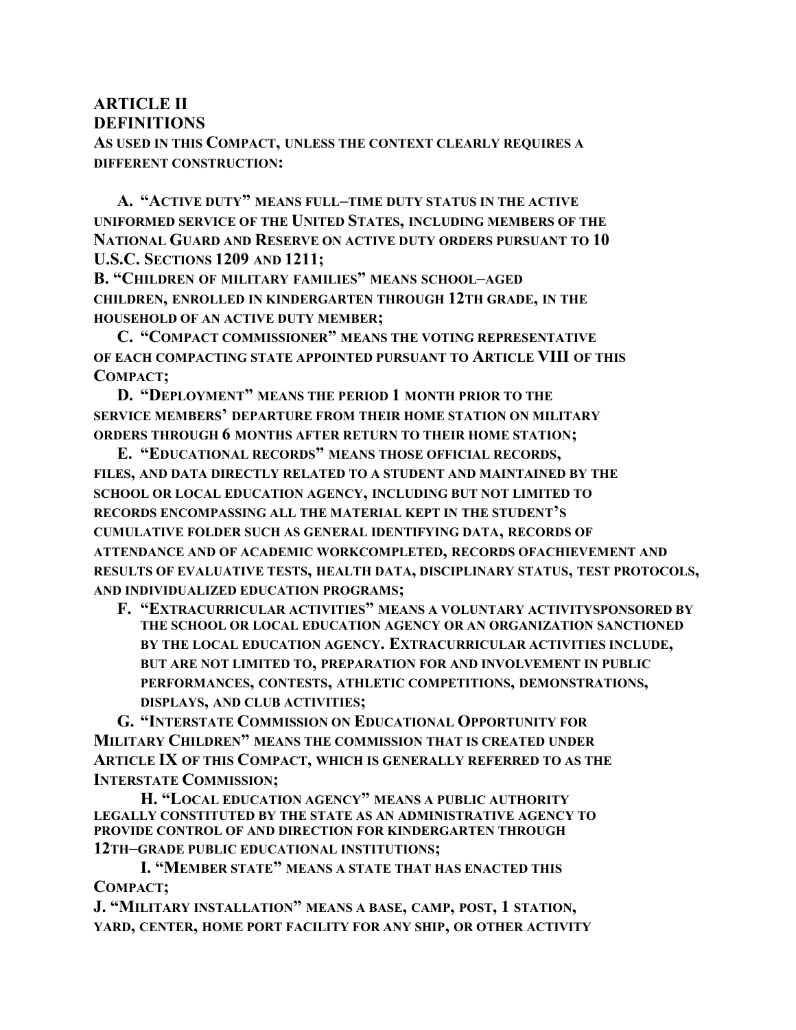## ARTICLE II
## DEFINITIONS

**AS USED IN THIS COMPACT, UNLESS THE CONTEXT CLEARLY REQUIRES A DIFFERENT CONSTRUCTION:**

**A. "ACTIVE DUTY" MEANS FULL–TIME DUTY STATUS IN THE ACTIVE UNIFORMED SERVICE OF THE UNITED STATES, INCLUDING MEMBERS OF THE NATIONAL GUARD AND RESERVE ON ACTIVE DUTY ORDERS PURSUANT TO 10 U.S.C. SECTIONS 1209 AND 1211;**

**B. "CHILDREN OF MILITARY FAMILIES" MEANS SCHOOL–AGED CHILDREN, ENROLLED IN KINDERGARTEN THROUGH 12TH GRADE, IN THE HOUSEHOLD OF AN ACTIVE DUTY MEMBER;**

**C. "COMPACT COMMISSIONER" MEANS THE VOTING REPRESENTATIVE OF EACH COMPACTING STATE APPOINTED PURSUANT TO ARTICLE VIII OF THIS COMPACT;**

**D. "DEPLOYMENT" MEANS THE PERIOD 1 MONTH PRIOR TO THE SERVICE MEMBERS' DEPARTURE FROM THEIR HOME STATION ON MILITARY ORDERS THROUGH 6 MONTHS AFTER RETURN TO THEIR HOME STATION;**

**E. "EDUCATIONAL RECORDS" MEANS THOSE OFFICIAL RECORDS, FILES, AND DATA DIRECTLY RELATED TO A STUDENT AND MAINTAINED BY THE SCHOOL OR LOCAL EDUCATION AGENCY, INCLUDING BUT NOT LIMITED TO RECORDS ENCOMPASSING ALL THE MATERIAL KEPT IN THE STUDENT'S CUMULATIVE FOLDER SUCH AS GENERAL IDENTIFYING DATA, RECORDS OF ATTENDANCE AND OF ACADEMIC WORKCOMPLETED, RECORDS OFACHIEVEMENT AND RESULTS OF EVALUATIVE TESTS, HEALTH DATA, DISCIPLINARY STATUS, TEST PROTOCOLS, AND INDIVIDUALIZED EDUCATION PROGRAMS;**

**F. "EXTRACURRICULAR ACTIVITIES" MEANS A VOLUNTARY ACTIVITYSPONSORED BY THE SCHOOL OR LOCAL EDUCATION AGENCY OR AN ORGANIZATION SANCTIONED BY THE LOCAL EDUCATION AGENCY. EXTRACURRICULAR ACTIVITIES INCLUDE, BUT ARE NOT LIMITED TO, PREPARATION FOR AND INVOLVEMENT IN PUBLIC PERFORMANCES, CONTESTS, ATHLETIC COMPETITIONS, DEMONSTRATIONS, DISPLAYS, AND CLUB ACTIVITIES;**

**G. "INTERSTATE COMMISSION ON EDUCATIONAL OPPORTUNITY FOR MILITARY CHILDREN" MEANS THE COMMISSION THAT IS CREATED UNDER ARTICLE IX OF THIS COMPACT, WHICH IS GENERALLY REFERRED TO AS THE INTERSTATE COMMISSION;**

**H. "LOCAL EDUCATION AGENCY" MEANS A PUBLIC AUTHORITY LEGALLY CONSTITUTED BY THE STATE AS AN ADMINISTRATIVE AGENCY TO PROVIDE CONTROL OF AND DIRECTION FOR KINDERGARTEN THROUGH 12TH–GRADE PUBLIC EDUCATIONAL INSTITUTIONS;**

**I. "MEMBER STATE" MEANS A STATE THAT HAS ENACTED THIS COMPACT;**

**J. "MILITARY INSTALLATION" MEANS A BASE, CAMP, POST, 1 STATION, YARD, CENTER, HOME PORT FACILITY FOR ANY SHIP, OR OTHER ACTIVITY**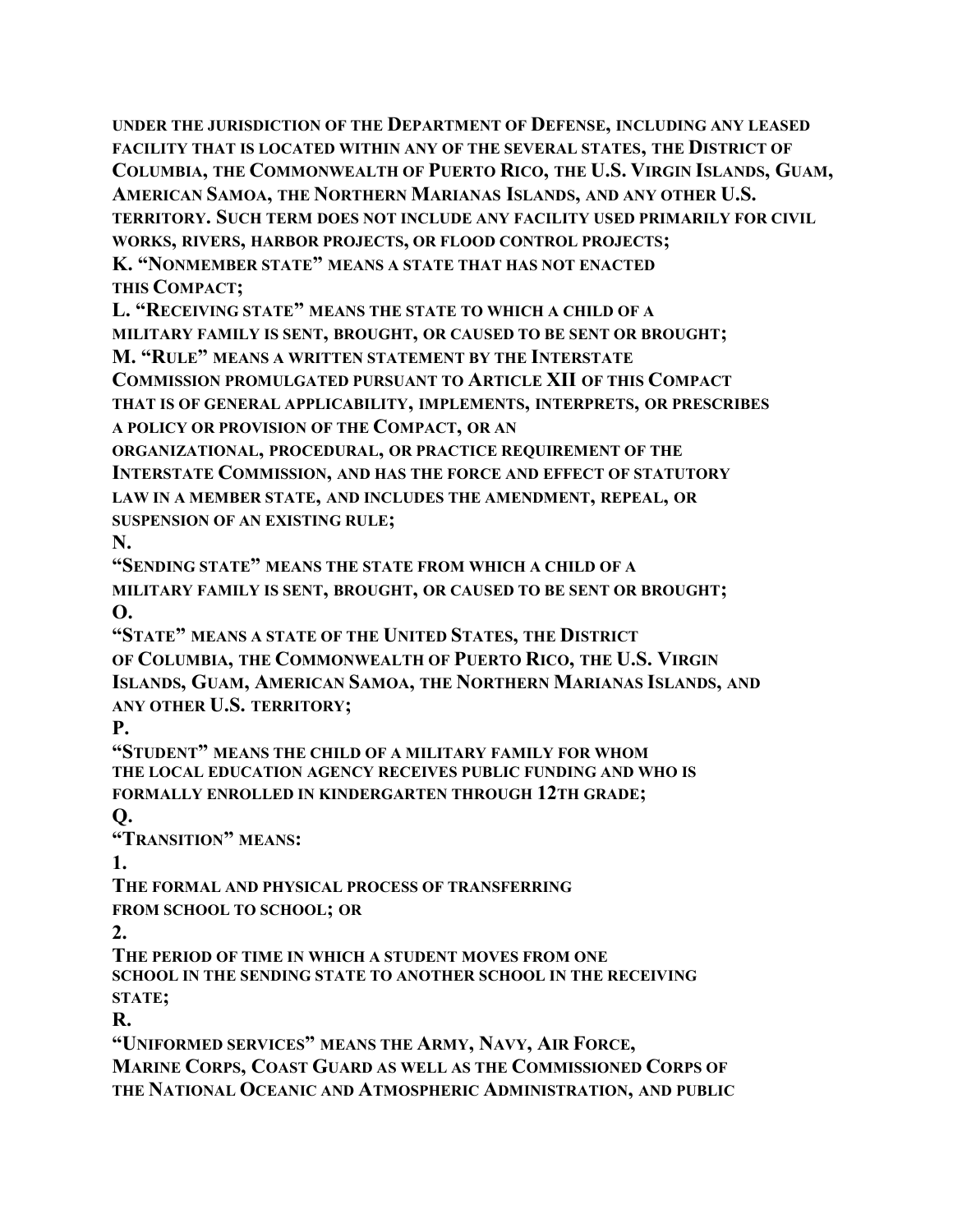**UNDER THE JURISDICTION OF THE DEPARTMENT OF DEFENSE, INCLUDING ANY LEASED FACILITY THAT IS LOCATED WITHIN ANY OF THE SEVERAL STATES, THE DISTRICT OF COLUMBIA, THE COMMONWEALTH OF PUERTO RICO, THE U.S. VIRGIN ISLANDS, GUAM, AMERICAN SAMOA, THE NORTHERN MARIANAS ISLANDS, AND ANY OTHER U.S. TERRITORY. SUCH TERM DOES NOT INCLUDE ANY FACILITY USED PRIMARILY FOR CIVIL WORKS, RIVERS, HARBOR PROJECTS, OR FLOOD CONTROL PROJECTS;**

**K. "NONMEMBER STATE" MEANS A STATE THAT HAS NOT ENACTED THIS COMPACT;**

**L. "RECEIVING STATE" MEANS THE STATE TO WHICH A CHILD OF A MILITARY FAMILY IS SENT, BROUGHT, OR CAUSED TO BE SENT OR BROUGHT;**

**M. "RULE" MEANS A WRITTEN STATEMENT BY THE INTERSTATE COMMISSION PROMULGATED PURSUANT TO ARTICLE XII OF THIS COMPACT THAT IS OF GENERAL APPLICABILITY, IMPLEMENTS, INTERPRETS, OR PRESCRIBES A POLICY OR PROVISION OF THE COMPACT, OR AN ORGANIZATIONAL, PROCEDURAL, OR PRACTICE REQUIREMENT OF THE INTERSTATE COMMISSION, AND HAS THE FORCE AND EFFECT OF STATUTORY LAW IN A MEMBER STATE, AND INCLUDES THE AMENDMENT, REPEAL, OR SUSPENSION OF AN EXISTING RULE;**

**N. "SENDING STATE" MEANS THE STATE FROM WHICH A CHILD OF A MILITARY FAMILY IS SENT, BROUGHT, OR CAUSED TO BE SENT OR BROUGHT;**

**O. "STATE" MEANS A STATE OF THE UNITED STATES, THE DISTRICT OF COLUMBIA, THE COMMONWEALTH OF PUERTO RICO, THE U.S. VIRGIN ISLANDS, GUAM, AMERICAN SAMOA, THE NORTHERN MARIANAS ISLANDS, AND ANY OTHER U.S. TERRITORY;**

**P. "STUDENT" MEANS THE CHILD OF A MILITARY FAMILY FOR WHOM THE LOCAL EDUCATION AGENCY RECEIVES PUBLIC FUNDING AND WHO IS FORMALLY ENROLLED IN KINDERGARTEN THROUGH 12TH GRADE;**

**Q. "TRANSITION" MEANS:**

**1. THE FORMAL AND PHYSICAL PROCESS OF TRANSFERRING FROM SCHOOL TO SCHOOL; OR**

**2. THE PERIOD OF TIME IN WHICH A STUDENT MOVES FROM ONE SCHOOL IN THE SENDING STATE TO ANOTHER SCHOOL IN THE RECEIVING STATE;**

**R. "UNIFORMED SERVICES" MEANS THE ARMY, NAVY, AIR FORCE, MARINE CORPS, COAST GUARD AS WELL AS THE COMMISSIONED CORPS OF THE NATIONAL OCEANIC AND ATMOSPHERIC ADMINISTRATION, AND PUBLIC**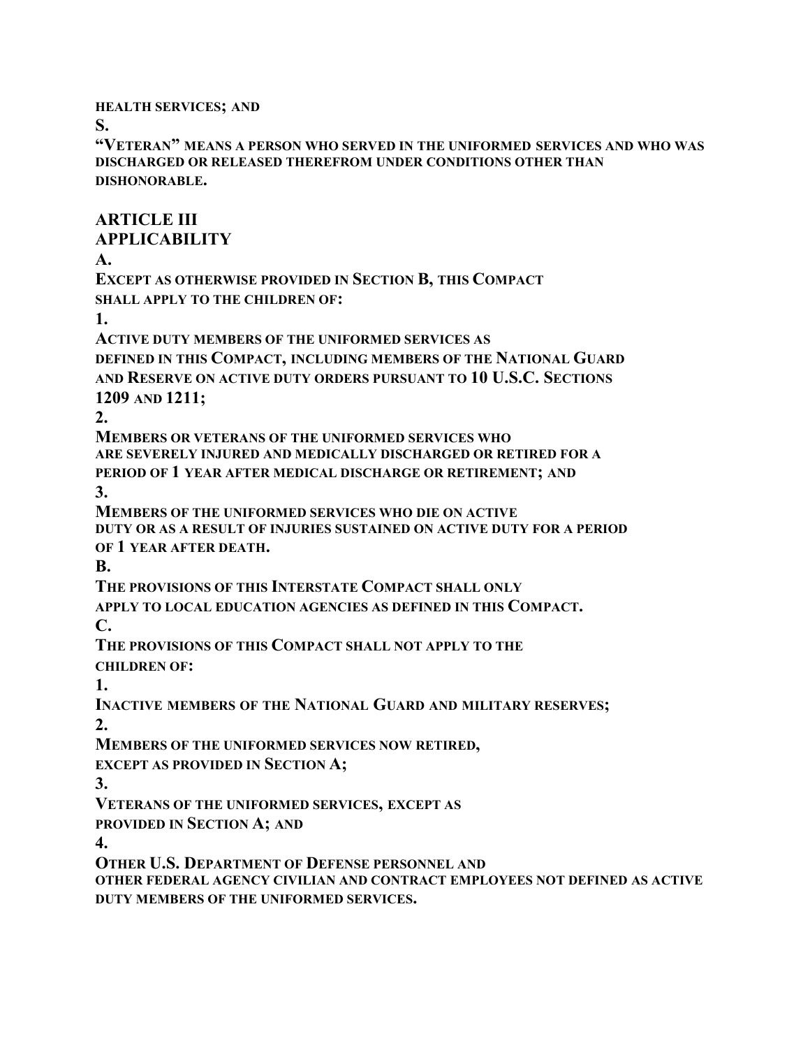**HEALTH SERVICES; AND**

**S.**

**"VETERAN" MEANS A PERSON WHO SERVED IN THE UNIFORMED SERVICES AND WHO WAS DISCHARGED OR RELEASED THEREFROM UNDER CONDITIONS OTHER THAN DISHONORABLE.**

## ARTICLE III
## APPLICABILITY

**A.**

**EXCEPT AS OTHERWISE PROVIDED IN SECTION B, THIS COMPACT SHALL APPLY TO THE CHILDREN OF:**

**1.**

**ACTIVE DUTY MEMBERS OF THE UNIFORMED SERVICES AS DEFINED IN THIS COMPACT, INCLUDING MEMBERS OF THE NATIONAL GUARD AND RESERVE ON ACTIVE DUTY ORDERS PURSUANT TO 10 U.S.C. SECTIONS 1209 AND 1211;**

**2.**

**MEMBERS OR VETERANS OF THE UNIFORMED SERVICES WHO ARE SEVERELY INJURED AND MEDICALLY DISCHARGED OR RETIRED FOR A PERIOD OF 1 YEAR AFTER MEDICAL DISCHARGE OR RETIREMENT; AND**

**3.**

**MEMBERS OF THE UNIFORMED SERVICES WHO DIE ON ACTIVE DUTY OR AS A RESULT OF INJURIES SUSTAINED ON ACTIVE DUTY FOR A PERIOD OF 1 YEAR AFTER DEATH.**

**B.**

**THE PROVISIONS OF THIS INTERSTATE COMPACT SHALL ONLY APPLY TO LOCAL EDUCATION AGENCIES AS DEFINED IN THIS COMPACT.**

**C.**

**THE PROVISIONS OF THIS COMPACT SHALL NOT APPLY TO THE CHILDREN OF:**

**1.**

**INACTIVE MEMBERS OF THE NATIONAL GUARD AND MILITARY RESERVES;**

**2.**

**MEMBERS OF THE UNIFORMED SERVICES NOW RETIRED, EXCEPT AS PROVIDED IN SECTION A;**

**3.**

**VETERANS OF THE UNIFORMED SERVICES, EXCEPT AS PROVIDED IN SECTION A; AND**

**4.**

**OTHER U.S. DEPARTMENT OF DEFENSE PERSONNEL AND OTHER FEDERAL AGENCY CIVILIAN AND CONTRACT EMPLOYEES NOT DEFINED AS ACTIVE DUTY MEMBERS OF THE UNIFORMED SERVICES.**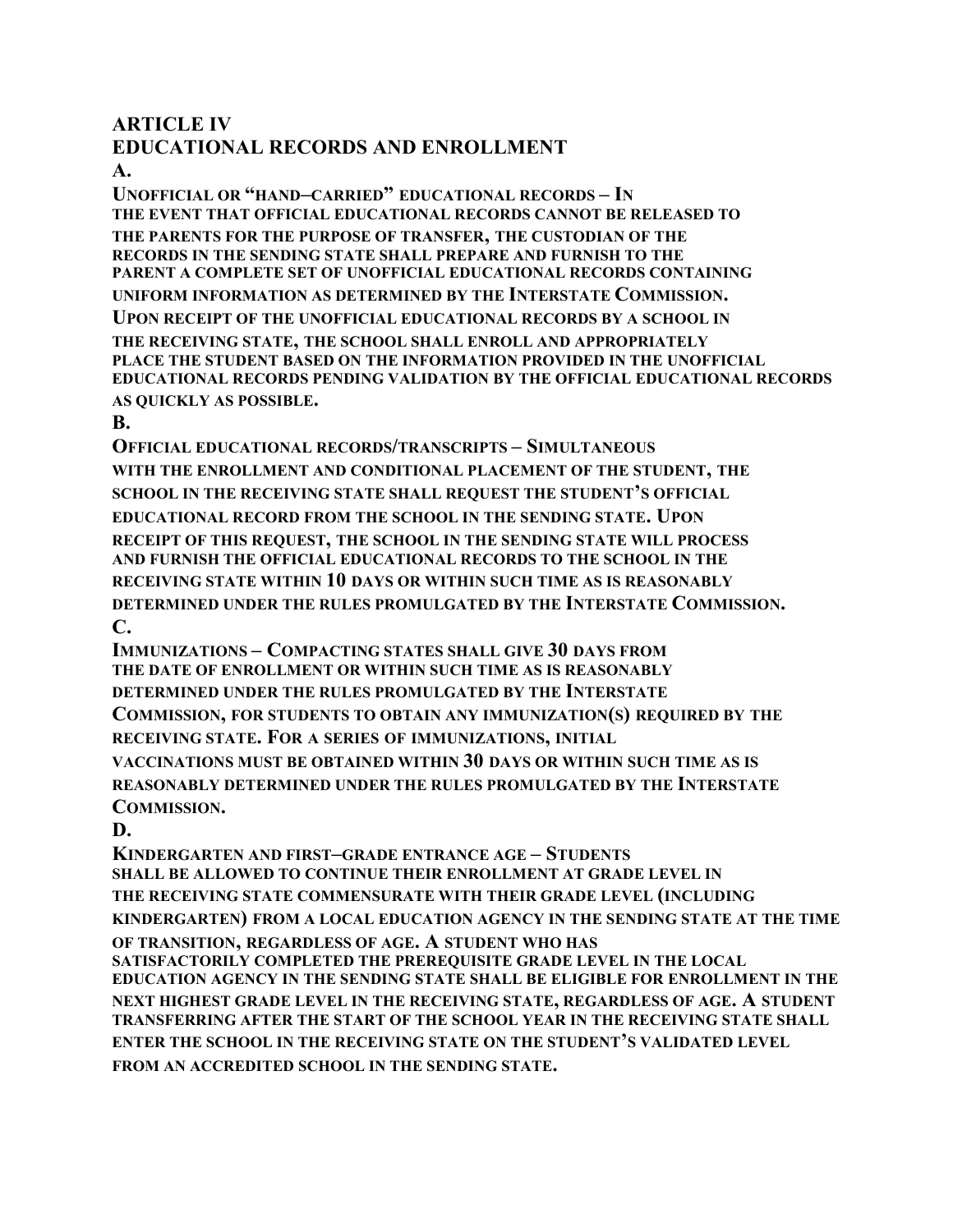## ARTICLE IV
## EDUCATIONAL RECORDS AND ENROLLMENT

**A.**

**UNOFFICIAL OR "HAND–CARRIED" EDUCATIONAL RECORDS – IN THE EVENT THAT OFFICIAL EDUCATIONAL RECORDS CANNOT BE RELEASED TO THE PARENTS FOR THE PURPOSE OF TRANSFER, THE CUSTODIAN OF THE RECORDS IN THE SENDING STATE SHALL PREPARE AND FURNISH TO THE PARENT A COMPLETE SET OF UNOFFICIAL EDUCATIONAL RECORDS CONTAINING UNIFORM INFORMATION AS DETERMINED BY THE INTERSTATE COMMISSION. UPON RECEIPT OF THE UNOFFICIAL EDUCATIONAL RECORDS BY A SCHOOL IN THE RECEIVING STATE, THE SCHOOL SHALL ENROLL AND APPROPRIATELY PLACE THE STUDENT BASED ON THE INFORMATION PROVIDED IN THE UNOFFICIAL EDUCATIONAL RECORDS PENDING VALIDATION BY THE OFFICIAL EDUCATIONAL RECORDS AS QUICKLY AS POSSIBLE.**

**B.**

**OFFICIAL EDUCATIONAL RECORDS/TRANSCRIPTS – SIMULTANEOUS WITH THE ENROLLMENT AND CONDITIONAL PLACEMENT OF THE STUDENT, THE SCHOOL IN THE RECEIVING STATE SHALL REQUEST THE STUDENT'S OFFICIAL EDUCATIONAL RECORD FROM THE SCHOOL IN THE SENDING STATE. UPON RECEIPT OF THIS REQUEST, THE SCHOOL IN THE SENDING STATE WILL PROCESS AND FURNISH THE OFFICIAL EDUCATIONAL RECORDS TO THE SCHOOL IN THE RECEIVING STATE WITHIN 10 DAYS OR WITHIN SUCH TIME AS IS REASONABLY DETERMINED UNDER THE RULES PROMULGATED BY THE INTERSTATE COMMISSION.**

**C.**

**IMMUNIZATIONS – COMPACTING STATES SHALL GIVE 30 DAYS FROM THE DATE OF ENROLLMENT OR WITHIN SUCH TIME AS IS REASONABLY DETERMINED UNDER THE RULES PROMULGATED BY THE INTERSTATE COMMISSION, FOR STUDENTS TO OBTAIN ANY IMMUNIZATION(S) REQUIRED BY THE RECEIVING STATE. FOR A SERIES OF IMMUNIZATIONS, INITIAL VACCINATIONS MUST BE OBTAINED WITHIN 30 DAYS OR WITHIN SUCH TIME AS IS REASONABLY DETERMINED UNDER THE RULES PROMULGATED BY THE INTERSTATE COMMISSION.**

**D.**

**KINDERGARTEN AND FIRST–GRADE ENTRANCE AGE – STUDENTS SHALL BE ALLOWED TO CONTINUE THEIR ENROLLMENT AT GRADE LEVEL IN THE RECEIVING STATE COMMENSURATE WITH THEIR GRADE LEVEL (INCLUDING KINDERGARTEN) FROM A LOCAL EDUCATION AGENCY IN THE SENDING STATE AT THE TIME OF TRANSITION, REGARDLESS OF AGE. A STUDENT WHO HAS SATISFACTORILY COMPLETED THE PREREQUISITE GRADE LEVEL IN THE LOCAL EDUCATION AGENCY IN THE SENDING STATE SHALL BE ELIGIBLE FOR ENROLLMENT IN THE NEXT HIGHEST GRADE LEVEL IN THE RECEIVING STATE, REGARDLESS OF AGE. A STUDENT TRANSFERRING AFTER THE START OF THE SCHOOL YEAR IN THE RECEIVING STATE SHALL ENTER THE SCHOOL IN THE RECEIVING STATE ON THE STUDENT'S VALIDATED LEVEL FROM AN ACCREDITED SCHOOL IN THE SENDING STATE.**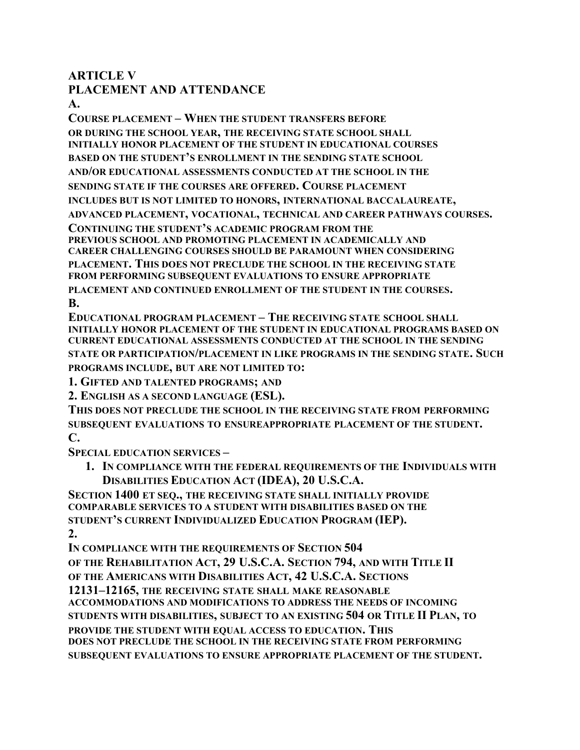## ARTICLE V
## PLACEMENT AND ATTENDANCE

**A.**

**COURSE PLACEMENT – WHEN THE STUDENT TRANSFERS BEFORE OR DURING THE SCHOOL YEAR, THE RECEIVING STATE SCHOOL SHALL INITIALLY HONOR PLACEMENT OF THE STUDENT IN EDUCATIONAL COURSES BASED ON THE STUDENT'S ENROLLMENT IN THE SENDING STATE SCHOOL AND/OR EDUCATIONAL ASSESSMENTS CONDUCTED AT THE SCHOOL IN THE SENDING STATE IF THE COURSES ARE OFFERED. COURSE PLACEMENT INCLUDES BUT IS NOT LIMITED TO HONORS, INTERNATIONAL BACCALAUREATE, ADVANCED PLACEMENT, VOCATIONAL, TECHNICAL AND CAREER PATHWAYS COURSES. CONTINUING THE STUDENT'S ACADEMIC PROGRAM FROM THE PREVIOUS SCHOOL AND PROMOTING PLACEMENT IN ACADEMICALLY AND CAREER CHALLENGING COURSES SHOULD BE PARAMOUNT WHEN CONSIDERING PLACEMENT. THIS DOES NOT PRECLUDE THE SCHOOL IN THE RECEIVING STATE FROM PERFORMING SUBSEQUENT EVALUATIONS TO ENSURE APPROPRIATE PLACEMENT AND CONTINUED ENROLLMENT OF THE STUDENT IN THE COURSES.**

**B.**

**EDUCATIONAL PROGRAM PLACEMENT – THE RECEIVING STATE SCHOOL SHALL INITIALLY HONOR PLACEMENT OF THE STUDENT IN EDUCATIONAL PROGRAMS BASED ON CURRENT EDUCATIONAL ASSESSMENTS CONDUCTED AT THE SCHOOL IN THE SENDING STATE OR PARTICIPATION/PLACEMENT IN LIKE PROGRAMS IN THE SENDING STATE. SUCH PROGRAMS INCLUDE, BUT ARE NOT LIMITED TO:**

**1. GIFTED AND TALENTED PROGRAMS; AND**

**2. ENGLISH AS A SECOND LANGUAGE (ESL).**

**THIS DOES NOT PRECLUDE THE SCHOOL IN THE RECEIVING STATE FROM PERFORMING SUBSEQUENT EVALUATIONS TO ENSUREAPPROPRIATE PLACEMENT OF THE STUDENT.**

**C.**

**SPECIAL EDUCATION SERVICES –**

1. **IN COMPLIANCE WITH THE FEDERAL REQUIREMENTS OF THE INDIVIDUALS WITH DISABILITIES EDUCATION ACT (IDEA), 20 U.S.C.A.**

**SECTION 1400 ET SEQ., THE RECEIVING STATE SHALL INITIALLY PROVIDE COMPARABLE SERVICES TO A STUDENT WITH DISABILITIES BASED ON THE STUDENT'S CURRENT INDIVIDUALIZED EDUCATION PROGRAM (IEP).**

**2.**

**IN COMPLIANCE WITH THE REQUIREMENTS OF SECTION 504 OF THE REHABILITATION ACT, 29 U.S.C.A. SECTION 794, AND WITH TITLE II OF THE AMERICANS WITH DISABILITIES ACT, 42 U.S.C.A. SECTIONS 12131–12165, THE RECEIVING STATE SHALL MAKE REASONABLE ACCOMMODATIONS AND MODIFICATIONS TO ADDRESS THE NEEDS OF INCOMING STUDENTS WITH DISABILITIES, SUBJECT TO AN EXISTING 504 OR TITLE II PLAN, TO PROVIDE THE STUDENT WITH EQUAL ACCESS TO EDUCATION. THIS DOES NOT PRECLUDE THE SCHOOL IN THE RECEIVING STATE FROM PERFORMING SUBSEQUENT EVALUATIONS TO ENSURE APPROPRIATE PLACEMENT OF THE STUDENT.**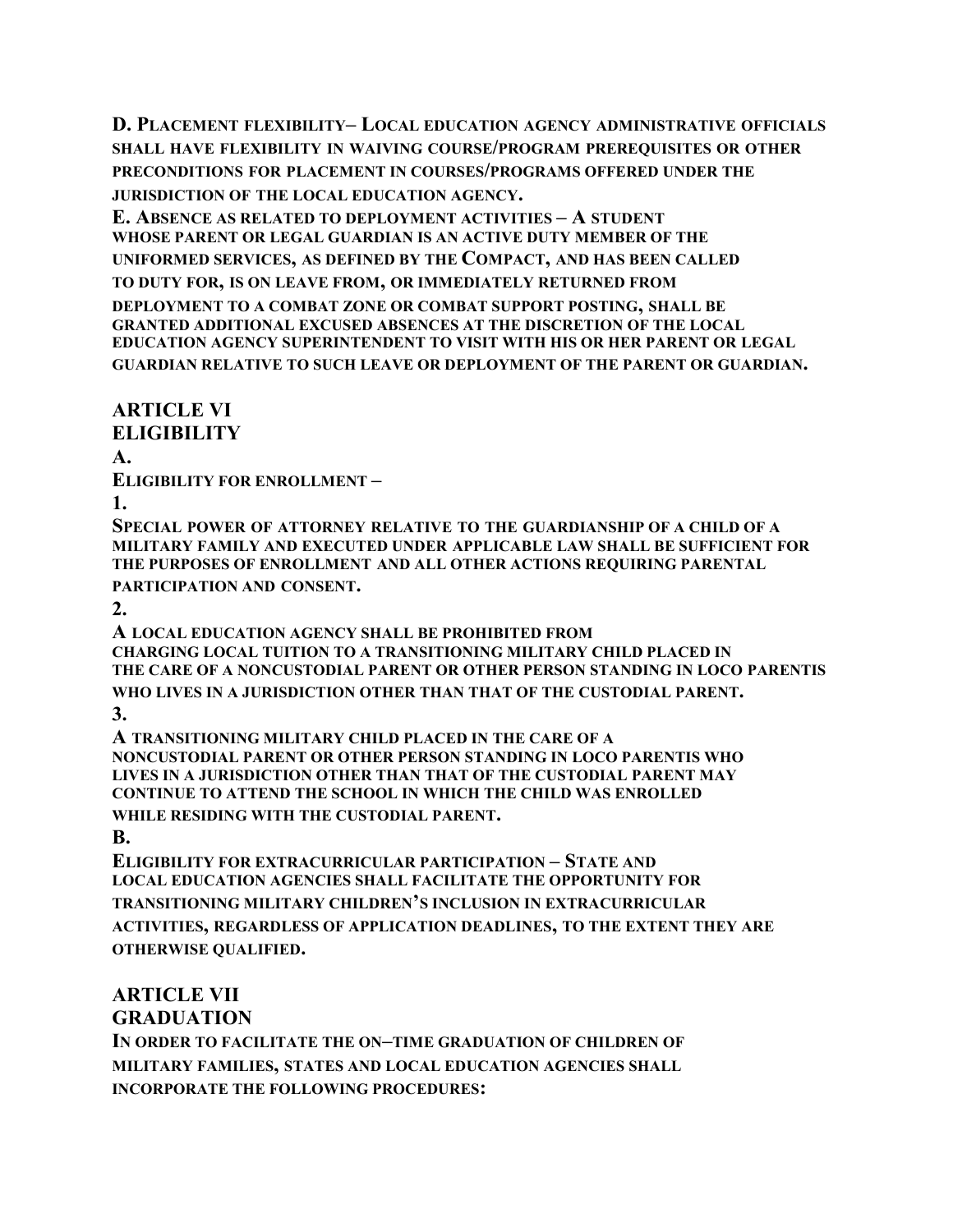**D. Placement flexibility– Local education agency administrative officials shall have flexibility in waiving course/program prerequisites or other preconditions for placement in courses/programs offered under the jurisdiction of the local education agency.**

**E. Absence as related to deployment activities – A student whose parent or legal guardian is an active duty member of the uniformed services, as defined by the Compact, and has been called to duty for, is on leave from, or immediately returned from deployment to a combat zone or combat support posting, shall be granted additional excused absences at the discretion of the local education agency superintendent to visit with his or her parent or legal guardian relative to such leave or deployment of the parent or guardian.**

## ARTICLE VI
## ELIGIBILITY

**A.**

**Eligibility for enrollment –**

**1.**

**Special power of attorney relative to the guardianship of a child of a military family and executed under applicable law shall be sufficient for the purposes of enrollment and all other actions requiring parental participation and consent.**

**2.**

**A local education agency shall be prohibited from charging local tuition to a transitioning military child placed in the care of a noncustodial parent or other person standing in loco parentis who lives in a jurisdiction other than that of the custodial parent.**

**3.**

**A transitioning military child placed in the care of a noncustodial parent or other person standing in loco parentis who lives in a jurisdiction other than that of the custodial parent may continue to attend the school in which the child was enrolled while residing with the custodial parent.**

**B.**

**Eligibility for extracurricular participation – State and local education agencies shall facilitate the opportunity for transitioning military children's inclusion in extracurricular activities, regardless of application deadlines, to the extent they are otherwise qualified.**

## ARTICLE VII
## GRADUATION

**In order to facilitate the on–time graduation of children of military families, states and local education agencies shall incorporate the following procedures:**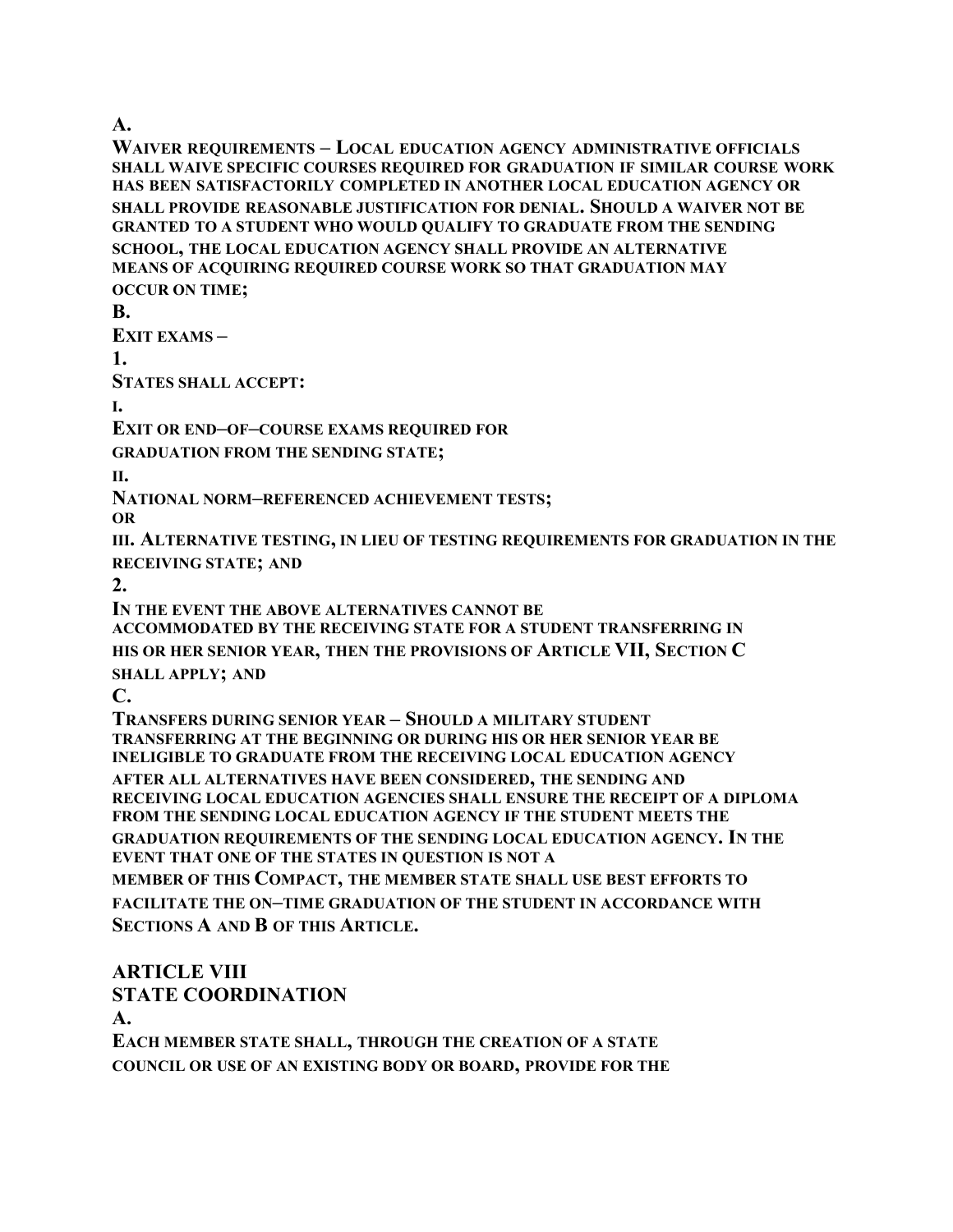**A.**

**WAIVER REQUIREMENTS – LOCAL EDUCATION AGENCY ADMINISTRATIVE OFFICIALS SHALL WAIVE SPECIFIC COURSES REQUIRED FOR GRADUATION IF SIMILAR COURSE WORK HAS BEEN SATISFACTORILY COMPLETED IN ANOTHER LOCAL EDUCATION AGENCY OR SHALL PROVIDE REASONABLE JUSTIFICATION FOR DENIAL. SHOULD A WAIVER NOT BE GRANTED TO A STUDENT WHO WOULD QUALIFY TO GRADUATE FROM THE SENDING SCHOOL, THE LOCAL EDUCATION AGENCY SHALL PROVIDE AN ALTERNATIVE MEANS OF ACQUIRING REQUIRED COURSE WORK SO THAT GRADUATION MAY OCCUR ON TIME;**

**B.**

**EXIT EXAMS –**

**1.**

**STATES SHALL ACCEPT:**

**I.**

**EXIT OR END–OF–COURSE EXAMS REQUIRED FOR GRADUATION FROM THE SENDING STATE;**

**II.**

**NATIONAL NORM–REFERENCED ACHIEVEMENT TESTS;**

**OR**

**III. ALTERNATIVE TESTING, IN LIEU OF TESTING REQUIREMENTS FOR GRADUATION IN THE RECEIVING STATE; AND**

**2.**

**IN THE EVENT THE ABOVE ALTERNATIVES CANNOT BE ACCOMMODATED BY THE RECEIVING STATE FOR A STUDENT TRANSFERRING IN HIS OR HER SENIOR YEAR, THEN THE PROVISIONS OF ARTICLE VII, SECTION C SHALL APPLY; AND**

**C.**

**TRANSFERS DURING SENIOR YEAR – SHOULD A MILITARY STUDENT TRANSFERRING AT THE BEGINNING OR DURING HIS OR HER SENIOR YEAR BE INELIGIBLE TO GRADUATE FROM THE RECEIVING LOCAL EDUCATION AGENCY AFTER ALL ALTERNATIVES HAVE BEEN CONSIDERED, THE SENDING AND RECEIVING LOCAL EDUCATION AGENCIES SHALL ENSURE THE RECEIPT OF A DIPLOMA FROM THE SENDING LOCAL EDUCATION AGENCY IF THE STUDENT MEETS THE GRADUATION REQUIREMENTS OF THE SENDING LOCAL EDUCATION AGENCY. IN THE EVENT THAT ONE OF THE STATES IN QUESTION IS NOT A MEMBER OF THIS COMPACT, THE MEMBER STATE SHALL USE BEST EFFORTS TO FACILITATE THE ON–TIME GRADUATION OF THE STUDENT IN ACCORDANCE WITH SECTIONS A AND B OF THIS ARTICLE.**

## ARTICLE VIII
## STATE COORDINATION

**A.**

**EACH MEMBER STATE SHALL, THROUGH THE CREATION OF A STATE COUNCIL OR USE OF AN EXISTING BODY OR BOARD, PROVIDE FOR THE**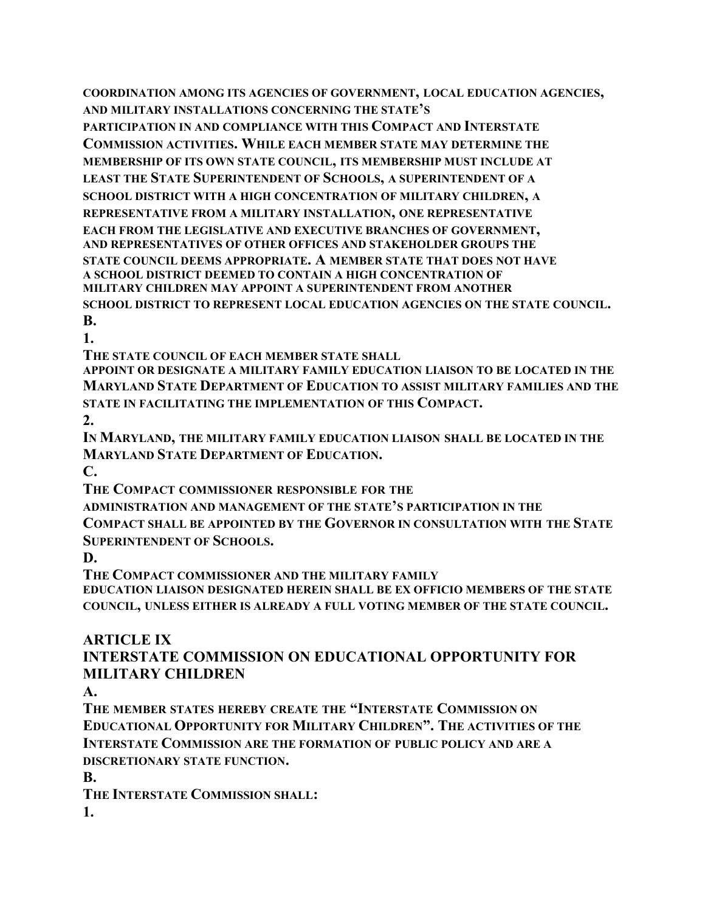**COORDINATION AMONG ITS AGENCIES OF GOVERNMENT, LOCAL EDUCATION AGENCIES, AND MILITARY INSTALLATIONS CONCERNING THE STATE'S PARTICIPATION IN AND COMPLIANCE WITH THIS COMPACT AND INTERSTATE COMMISSION ACTIVITIES. WHILE EACH MEMBER STATE MAY DETERMINE THE MEMBERSHIP OF ITS OWN STATE COUNCIL, ITS MEMBERSHIP MUST INCLUDE AT LEAST THE STATE SUPERINTENDENT OF SCHOOLS, A SUPERINTENDENT OF A SCHOOL DISTRICT WITH A HIGH CONCENTRATION OF MILITARY CHILDREN, A REPRESENTATIVE FROM A MILITARY INSTALLATION, ONE REPRESENTATIVE EACH FROM THE LEGISLATIVE AND EXECUTIVE BRANCHES OF GOVERNMENT, AND REPRESENTATIVES OF OTHER OFFICES AND STAKEHOLDER GROUPS THE STATE COUNCIL DEEMS APPROPRIATE. A MEMBER STATE THAT DOES NOT HAVE A SCHOOL DISTRICT DEEMED TO CONTAIN A HIGH CONCENTRATION OF MILITARY CHILDREN MAY APPOINT A SUPERINTENDENT FROM ANOTHER SCHOOL DISTRICT TO REPRESENT LOCAL EDUCATION AGENCIES ON THE STATE COUNCIL.**

**B.**

**1.**

**THE STATE COUNCIL OF EACH MEMBER STATE SHALL APPOINT OR DESIGNATE A MILITARY FAMILY EDUCATION LIAISON TO BE LOCATED IN THE MARYLAND STATE DEPARTMENT OF EDUCATION TO ASSIST MILITARY FAMILIES AND THE STATE IN FACILITATING THE IMPLEMENTATION OF THIS COMPACT.**

**2.**

**IN MARYLAND, THE MILITARY FAMILY EDUCATION LIAISON SHALL BE LOCATED IN THE MARYLAND STATE DEPARTMENT OF EDUCATION.**

**C.**

**THE COMPACT COMMISSIONER RESPONSIBLE FOR THE ADMINISTRATION AND MANAGEMENT OF THE STATE'S PARTICIPATION IN THE COMPACT SHALL BE APPOINTED BY THE GOVERNOR IN CONSULTATION WITH THE STATE SUPERINTENDENT OF SCHOOLS.**

**D.**

**THE COMPACT COMMISSIONER AND THE MILITARY FAMILY EDUCATION LIAISON DESIGNATED HEREIN SHALL BE EX OFFICIO MEMBERS OF THE STATE COUNCIL, UNLESS EITHER IS ALREADY A FULL VOTING MEMBER OF THE STATE COUNCIL.**

## ARTICLE IX
## INTERSTATE COMMISSION ON EDUCATIONAL OPPORTUNITY FOR MILITARY CHILDREN

**A.**

**THE MEMBER STATES HEREBY CREATE THE "INTERSTATE COMMISSION ON EDUCATIONAL OPPORTUNITY FOR MILITARY CHILDREN". THE ACTIVITIES OF THE INTERSTATE COMMISSION ARE THE FORMATION OF PUBLIC POLICY AND ARE A DISCRETIONARY STATE FUNCTION.**

**B.**

**THE INTERSTATE COMMISSION SHALL:**

**1.**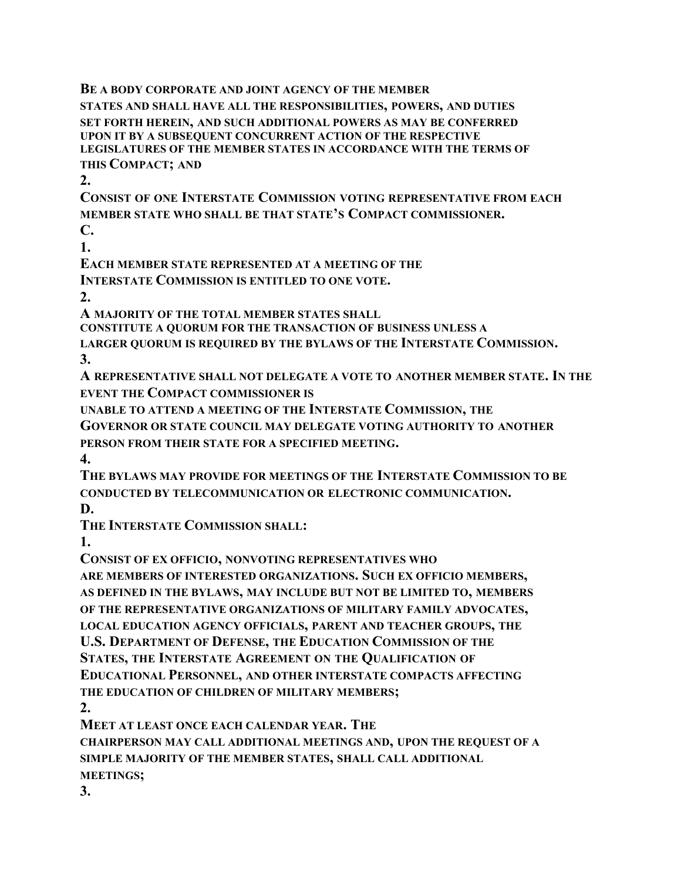**BE A BODY CORPORATE AND JOINT AGENCY OF THE MEMBER STATES AND SHALL HAVE ALL THE RESPONSIBILITIES, POWERS, AND DUTIES SET FORTH HEREIN, AND SUCH ADDITIONAL POWERS AS MAY BE CONFERRED UPON IT BY A SUBSEQUENT CONCURRENT ACTION OF THE RESPECTIVE LEGISLATURES OF THE MEMBER STATES IN ACCORDANCE WITH THE TERMS OF THIS COMPACT; AND**

**2.**

**CONSIST OF ONE INTERSTATE COMMISSION VOTING REPRESENTATIVE FROM EACH MEMBER STATE WHO SHALL BE THAT STATE'S COMPACT COMMISSIONER.**

**C.**

**1.**

**EACH MEMBER STATE REPRESENTED AT A MEETING OF THE INTERSTATE COMMISSION IS ENTITLED TO ONE VOTE.**

**2.**

**A MAJORITY OF THE TOTAL MEMBER STATES SHALL CONSTITUTE A QUORUM FOR THE TRANSACTION OF BUSINESS UNLESS A LARGER QUORUM IS REQUIRED BY THE BYLAWS OF THE INTERSTATE COMMISSION.**

**3.**

**A REPRESENTATIVE SHALL NOT DELEGATE A VOTE TO ANOTHER MEMBER STATE. IN THE EVENT THE COMPACT COMMISSIONER IS UNABLE TO ATTEND A MEETING OF THE INTERSTATE COMMISSION, THE GOVERNOR OR STATE COUNCIL MAY DELEGATE VOTING AUTHORITY TO ANOTHER PERSON FROM THEIR STATE FOR A SPECIFIED MEETING.**

**4.**

**THE BYLAWS MAY PROVIDE FOR MEETINGS OF THE INTERSTATE COMMISSION TO BE CONDUCTED BY TELECOMMUNICATION OR ELECTRONIC COMMUNICATION.**

**D.**

**THE INTERSTATE COMMISSION SHALL:**

**1.**

**CONSIST OF EX OFFICIO, NONVOTING REPRESENTATIVES WHO ARE MEMBERS OF INTERESTED ORGANIZATIONS. SUCH EX OFFICIO MEMBERS, AS DEFINED IN THE BYLAWS, MAY INCLUDE BUT NOT BE LIMITED TO, MEMBERS OF THE REPRESENTATIVE ORGANIZATIONS OF MILITARY FAMILY ADVOCATES, LOCAL EDUCATION AGENCY OFFICIALS, PARENT AND TEACHER GROUPS, THE U.S. DEPARTMENT OF DEFENSE, THE EDUCATION COMMISSION OF THE STATES, THE INTERSTATE AGREEMENT ON THE QUALIFICATION OF EDUCATIONAL PERSONNEL, AND OTHER INTERSTATE COMPACTS AFFECTING THE EDUCATION OF CHILDREN OF MILITARY MEMBERS;**

**2.**

**MEET AT LEAST ONCE EACH CALENDAR YEAR. THE CHAIRPERSON MAY CALL ADDITIONAL MEETINGS AND, UPON THE REQUEST OF A SIMPLE MAJORITY OF THE MEMBER STATES, SHALL CALL ADDITIONAL MEETINGS;**

**3.**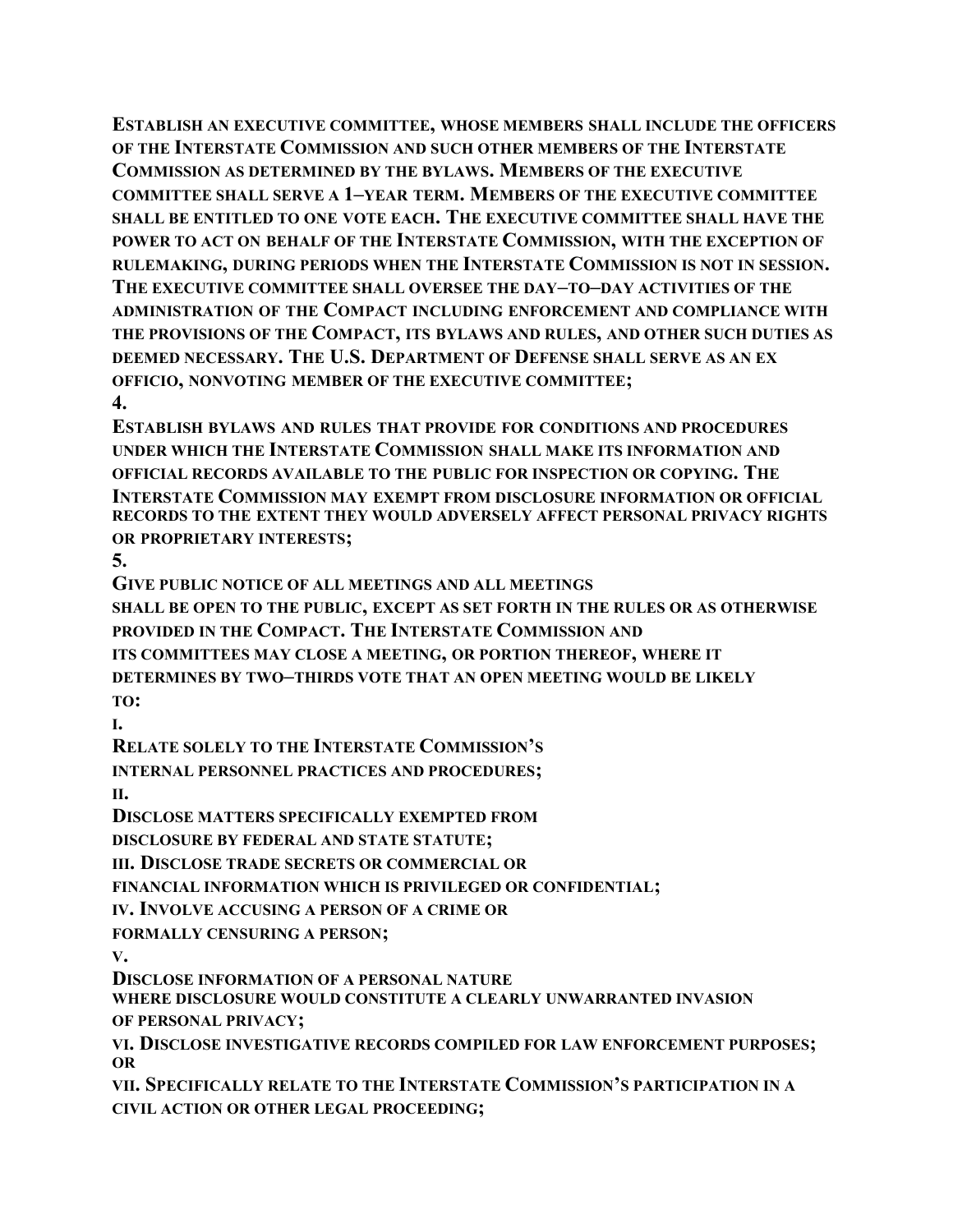**ESTABLISH AN EXECUTIVE COMMITTEE, WHOSE MEMBERS SHALL INCLUDE THE OFFICERS OF THE INTERSTATE COMMISSION AND SUCH OTHER MEMBERS OF THE INTERSTATE COMMISSION AS DETERMINED BY THE BYLAWS. MEMBERS OF THE EXECUTIVE COMMITTEE SHALL SERVE A 1–YEAR TERM. MEMBERS OF THE EXECUTIVE COMMITTEE SHALL BE ENTITLED TO ONE VOTE EACH. THE EXECUTIVE COMMITTEE SHALL HAVE THE POWER TO ACT ON BEHALF OF THE INTERSTATE COMMISSION, WITH THE EXCEPTION OF RULEMAKING, DURING PERIODS WHEN THE INTERSTATE COMMISSION IS NOT IN SESSION. THE EXECUTIVE COMMITTEE SHALL OVERSEE THE DAY–TO–DAY ACTIVITIES OF THE ADMINISTRATION OF THE COMPACT INCLUDING ENFORCEMENT AND COMPLIANCE WITH THE PROVISIONS OF THE COMPACT, ITS BYLAWS AND RULES, AND OTHER SUCH DUTIES AS DEEMED NECESSARY. THE U.S. DEPARTMENT OF DEFENSE SHALL SERVE AS AN EX OFFICIO, NONVOTING MEMBER OF THE EXECUTIVE COMMITTEE;**

**4.**

**ESTABLISH BYLAWS AND RULES THAT PROVIDE FOR CONDITIONS AND PROCEDURES UNDER WHICH THE INTERSTATE COMMISSION SHALL MAKE ITS INFORMATION AND OFFICIAL RECORDS AVAILABLE TO THE PUBLIC FOR INSPECTION OR COPYING. THE INTERSTATE COMMISSION MAY EXEMPT FROM DISCLOSURE INFORMATION OR OFFICIAL RECORDS TO THE EXTENT THEY WOULD ADVERSELY AFFECT PERSONAL PRIVACY RIGHTS OR PROPRIETARY INTERESTS;**

**5.**

**GIVE PUBLIC NOTICE OF ALL MEETINGS AND ALL MEETINGS SHALL BE OPEN TO THE PUBLIC, EXCEPT AS SET FORTH IN THE RULES OR AS OTHERWISE PROVIDED IN THE COMPACT. THE INTERSTATE COMMISSION AND ITS COMMITTEES MAY CLOSE A MEETING, OR PORTION THEREOF, WHERE IT DETERMINES BY TWO–THIRDS VOTE THAT AN OPEN MEETING WOULD BE LIKELY TO:**

**I.**

**RELATE SOLELY TO THE INTERSTATE COMMISSION'S INTERNAL PERSONNEL PRACTICES AND PROCEDURES;**

**II.**

**DISCLOSE MATTERS SPECIFICALLY EXEMPTED FROM DISCLOSURE BY FEDERAL AND STATE STATUTE;**

**III. DISCLOSE TRADE SECRETS OR COMMERCIAL OR FINANCIAL INFORMATION WHICH IS PRIVILEGED OR CONFIDENTIAL;**

**IV. INVOLVE ACCUSING A PERSON OF A CRIME OR FORMALLY CENSURING A PERSON;**

**V.**

**DISCLOSE INFORMATION OF A PERSONAL NATURE WHERE DISCLOSURE WOULD CONSTITUTE A CLEARLY UNWARRANTED INVASION OF PERSONAL PRIVACY;**

**VI. DISCLOSE INVESTIGATIVE RECORDS COMPILED FOR LAW ENFORCEMENT PURPOSES; OR**

**VII. SPECIFICALLY RELATE TO THE INTERSTATE COMMISSION'S PARTICIPATION IN A CIVIL ACTION OR OTHER LEGAL PROCEEDING;**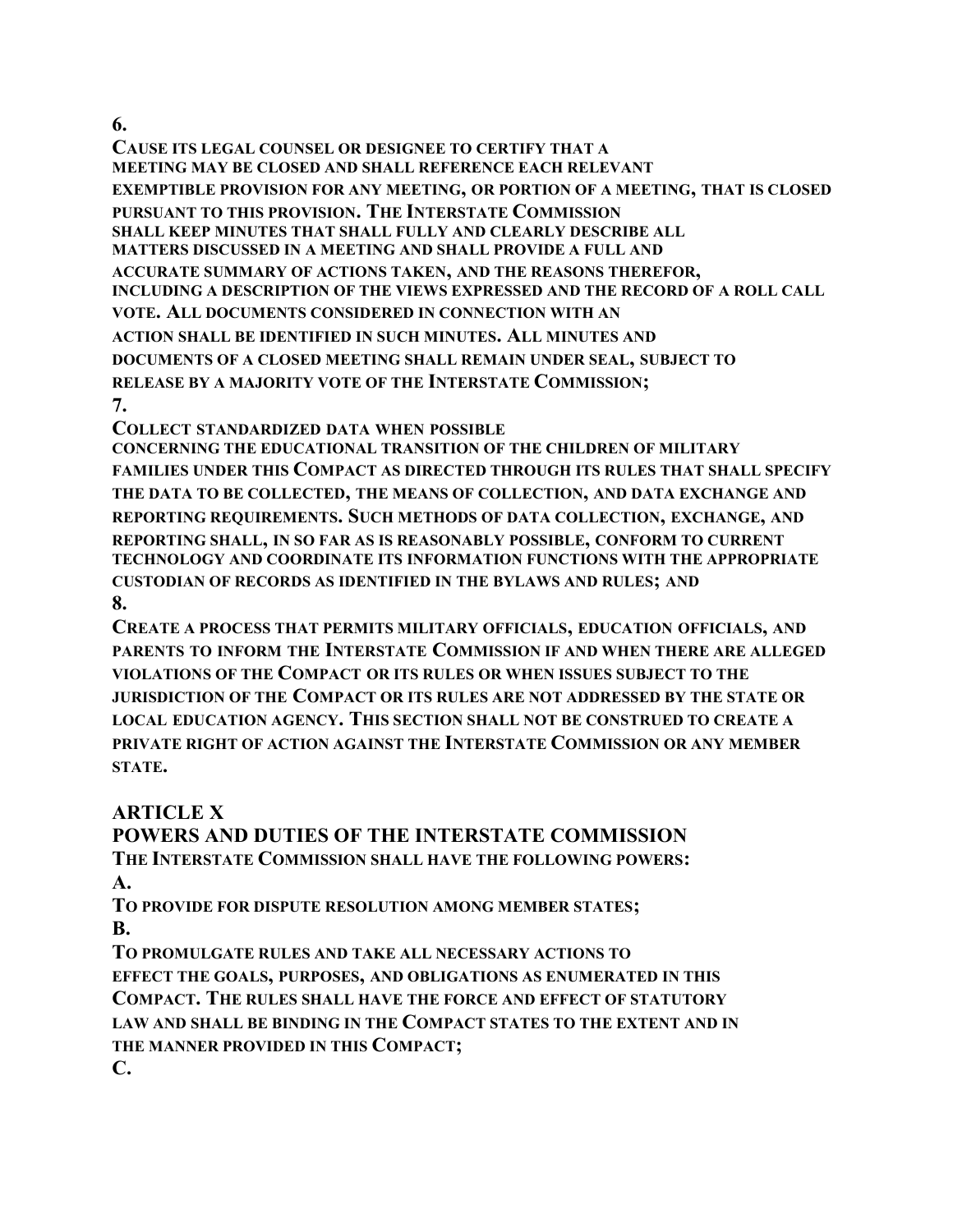6.

**CAUSE ITS LEGAL COUNSEL OR DESIGNEE TO CERTIFY THAT A MEETING MAY BE CLOSED AND SHALL REFERENCE EACH RELEVANT EXEMPTIBLE PROVISION FOR ANY MEETING, OR PORTION OF A MEETING, THAT IS CLOSED PURSUANT TO THIS PROVISION. THE INTERSTATE COMMISSION SHALL KEEP MINUTES THAT SHALL FULLY AND CLEARLY DESCRIBE ALL MATTERS DISCUSSED IN A MEETING AND SHALL PROVIDE A FULL AND ACCURATE SUMMARY OF ACTIONS TAKEN, AND THE REASONS THEREFOR, INCLUDING A DESCRIPTION OF THE VIEWS EXPRESSED AND THE RECORD OF A ROLL CALL VOTE. ALL DOCUMENTS CONSIDERED IN CONNECTION WITH AN ACTION SHALL BE IDENTIFIED IN SUCH MINUTES. ALL MINUTES AND DOCUMENTS OF A CLOSED MEETING SHALL REMAIN UNDER SEAL, SUBJECT TO RELEASE BY A MAJORITY VOTE OF THE INTERSTATE COMMISSION;**

7.

**COLLECT STANDARDIZED DATA WHEN POSSIBLE CONCERNING THE EDUCATIONAL TRANSITION OF THE CHILDREN OF MILITARY FAMILIES UNDER THIS COMPACT AS DIRECTED THROUGH ITS RULES THAT SHALL SPECIFY THE DATA TO BE COLLECTED, THE MEANS OF COLLECTION, AND DATA EXCHANGE AND REPORTING REQUIREMENTS. SUCH METHODS OF DATA COLLECTION, EXCHANGE, AND REPORTING SHALL, IN SO FAR AS IS REASONABLY POSSIBLE, CONFORM TO CURRENT TECHNOLOGY AND COORDINATE ITS INFORMATION FUNCTIONS WITH THE APPROPRIATE CUSTODIAN OF RECORDS AS IDENTIFIED IN THE BYLAWS AND RULES; AND**

8.

**CREATE A PROCESS THAT PERMITS MILITARY OFFICIALS, EDUCATION OFFICIALS, AND PARENTS TO INFORM THE INTERSTATE COMMISSION IF AND WHEN THERE ARE ALLEGED VIOLATIONS OF THE COMPACT OR ITS RULES OR WHEN ISSUES SUBJECT TO THE JURISDICTION OF THE COMPACT OR ITS RULES ARE NOT ADDRESSED BY THE STATE OR LOCAL EDUCATION AGENCY. THIS SECTION SHALL NOT BE CONSTRUED TO CREATE A PRIVATE RIGHT OF ACTION AGAINST THE INTERSTATE COMMISSION OR ANY MEMBER STATE.**

## ARTICLE X
## POWERS AND DUTIES OF THE INTERSTATE COMMISSION

**THE INTERSTATE COMMISSION SHALL HAVE THE FOLLOWING POWERS:**

A.

**TO PROVIDE FOR DISPUTE RESOLUTION AMONG MEMBER STATES;**

B.

**TO PROMULGATE RULES AND TAKE ALL NECESSARY ACTIONS TO EFFECT THE GOALS, PURPOSES, AND OBLIGATIONS AS ENUMERATED IN THIS COMPACT. THE RULES SHALL HAVE THE FORCE AND EFFECT OF STATUTORY LAW AND SHALL BE BINDING IN THE COMPACT STATES TO THE EXTENT AND IN THE MANNER PROVIDED IN THIS COMPACT;**

C.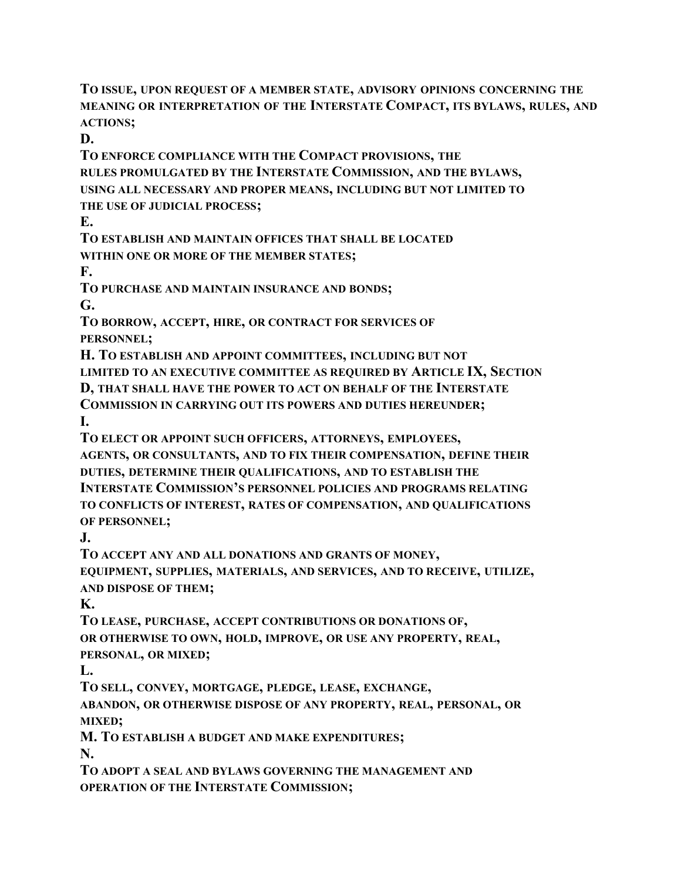**TO ISSUE, UPON REQUEST OF A MEMBER STATE, ADVISORY OPINIONS CONCERNING THE MEANING OR INTERPRETATION OF THE INTERSTATE COMPACT, ITS BYLAWS, RULES, AND ACTIONS;**

**D.**

**TO ENFORCE COMPLIANCE WITH THE COMPACT PROVISIONS, THE RULES PROMULGATED BY THE INTERSTATE COMMISSION, AND THE BYLAWS, USING ALL NECESSARY AND PROPER MEANS, INCLUDING BUT NOT LIMITED TO THE USE OF JUDICIAL PROCESS;**

**E.**

**TO ESTABLISH AND MAINTAIN OFFICES THAT SHALL BE LOCATED WITHIN ONE OR MORE OF THE MEMBER STATES;**

**F.**

**TO PURCHASE AND MAINTAIN INSURANCE AND BONDS;**

**G.**

**TO BORROW, ACCEPT, HIRE, OR CONTRACT FOR SERVICES OF PERSONNEL;**

**H. TO ESTABLISH AND APPOINT COMMITTEES, INCLUDING BUT NOT LIMITED TO AN EXECUTIVE COMMITTEE AS REQUIRED BY ARTICLE IX, SECTION D, THAT SHALL HAVE THE POWER TO ACT ON BEHALF OF THE INTERSTATE COMMISSION IN CARRYING OUT ITS POWERS AND DUTIES HEREUNDER;**

**I.**

**TO ELECT OR APPOINT SUCH OFFICERS, ATTORNEYS, EMPLOYEES, AGENTS, OR CONSULTANTS, AND TO FIX THEIR COMPENSATION, DEFINE THEIR DUTIES, DETERMINE THEIR QUALIFICATIONS, AND TO ESTABLISH THE INTERSTATE COMMISSION'S PERSONNEL POLICIES AND PROGRAMS RELATING TO CONFLICTS OF INTEREST, RATES OF COMPENSATION, AND QUALIFICATIONS OF PERSONNEL;**

**J.**

**TO ACCEPT ANY AND ALL DONATIONS AND GRANTS OF MONEY, EQUIPMENT, SUPPLIES, MATERIALS, AND SERVICES, AND TO RECEIVE, UTILIZE, AND DISPOSE OF THEM;**

**K.**

**TO LEASE, PURCHASE, ACCEPT CONTRIBUTIONS OR DONATIONS OF, OR OTHERWISE TO OWN, HOLD, IMPROVE, OR USE ANY PROPERTY, REAL, PERSONAL, OR MIXED;**

**L.**

**TO SELL, CONVEY, MORTGAGE, PLEDGE, LEASE, EXCHANGE, ABANDON, OR OTHERWISE DISPOSE OF ANY PROPERTY, REAL, PERSONAL, OR MIXED;**

**M. TO ESTABLISH A BUDGET AND MAKE EXPENDITURES;**

**N.**

**TO ADOPT A SEAL AND BYLAWS GOVERNING THE MANAGEMENT AND OPERATION OF THE INTERSTATE COMMISSION;**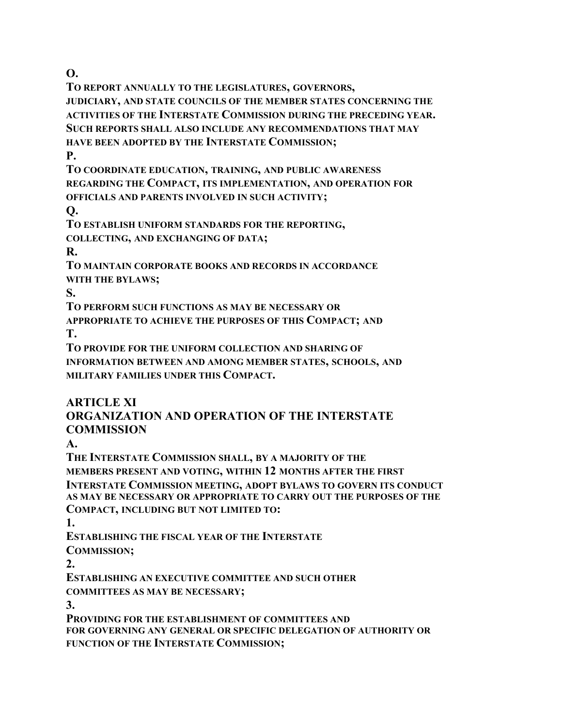**O.**

**TO REPORT ANNUALLY TO THE LEGISLATURES, GOVERNORS, JUDICIARY, AND STATE COUNCILS OF THE MEMBER STATES CONCERNING THE ACTIVITIES OF THE INTERSTATE COMMISSION DURING THE PRECEDING YEAR. SUCH REPORTS SHALL ALSO INCLUDE ANY RECOMMENDATIONS THAT MAY HAVE BEEN ADOPTED BY THE INTERSTATE COMMISSION;**

**P.**

**TO COORDINATE EDUCATION, TRAINING, AND PUBLIC AWARENESS REGARDING THE COMPACT, ITS IMPLEMENTATION, AND OPERATION FOR OFFICIALS AND PARENTS INVOLVED IN SUCH ACTIVITY;**

**Q.**

**TO ESTABLISH UNIFORM STANDARDS FOR THE REPORTING, COLLECTING, AND EXCHANGING OF DATA;**

**R.**

**TO MAINTAIN CORPORATE BOOKS AND RECORDS IN ACCORDANCE WITH THE BYLAWS;**

**S.**

**TO PERFORM SUCH FUNCTIONS AS MAY BE NECESSARY OR APPROPRIATE TO ACHIEVE THE PURPOSES OF THIS COMPACT; AND**

**T.**

**TO PROVIDE FOR THE UNIFORM COLLECTION AND SHARING OF INFORMATION BETWEEN AND AMONG MEMBER STATES, SCHOOLS, AND MILITARY FAMILIES UNDER THIS COMPACT.**

## ARTICLE XI
## ORGANIZATION AND OPERATION OF THE INTERSTATE COMMISSION

**A.**

**THE INTERSTATE COMMISSION SHALL, BY A MAJORITY OF THE MEMBERS PRESENT AND VOTING, WITHIN 12 MONTHS AFTER THE FIRST INTERSTATE COMMISSION MEETING, ADOPT BYLAWS TO GOVERN ITS CONDUCT AS MAY BE NECESSARY OR APPROPRIATE TO CARRY OUT THE PURPOSES OF THE COMPACT, INCLUDING BUT NOT LIMITED TO:**

**1.**

**ESTABLISHING THE FISCAL YEAR OF THE INTERSTATE COMMISSION;**

**2.**

**ESTABLISHING AN EXECUTIVE COMMITTEE AND SUCH OTHER COMMITTEES AS MAY BE NECESSARY;**

**3.**

**PROVIDING FOR THE ESTABLISHMENT OF COMMITTEES AND FOR GOVERNING ANY GENERAL OR SPECIFIC DELEGATION OF AUTHORITY OR FUNCTION OF THE INTERSTATE COMMISSION;**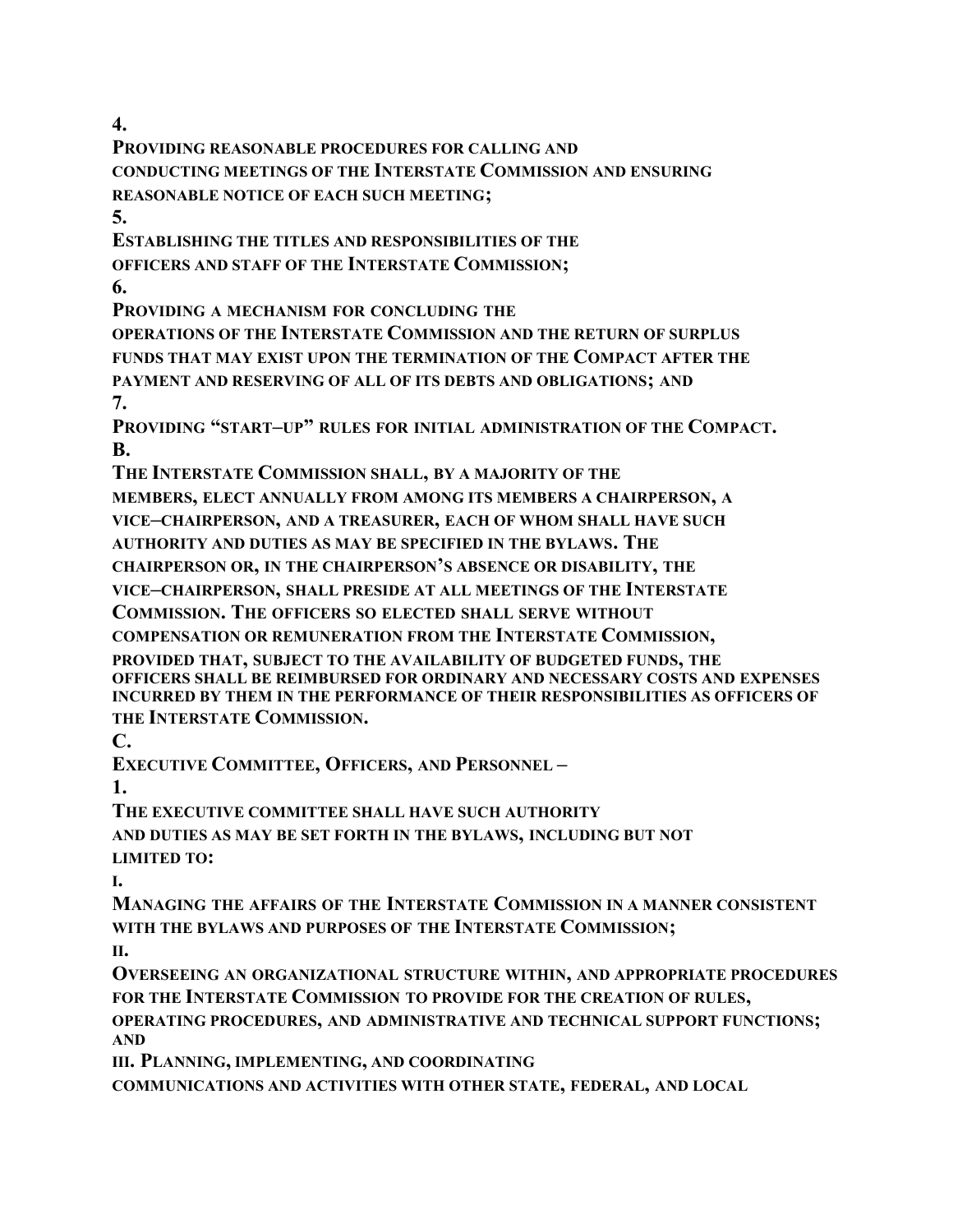4.
PROVIDING REASONABLE PROCEDURES FOR CALLING AND CONDUCTING MEETINGS OF THE INTERSTATE COMMISSION AND ENSURING REASONABLE NOTICE OF EACH SUCH MEETING;

5.
ESTABLISHING THE TITLES AND RESPONSIBILITIES OF THE OFFICERS AND STAFF OF THE INTERSTATE COMMISSION;

6.
PROVIDING A MECHANISM FOR CONCLUDING THE OPERATIONS OF THE INTERSTATE COMMISSION AND THE RETURN OF SURPLUS FUNDS THAT MAY EXIST UPON THE TERMINATION OF THE COMPACT AFTER THE PAYMENT AND RESERVING OF ALL OF ITS DEBTS AND OBLIGATIONS; AND

7.
PROVIDING "START–UP" RULES FOR INITIAL ADMINISTRATION OF THE COMPACT.

B.
THE INTERSTATE COMMISSION SHALL, BY A MAJORITY OF THE MEMBERS, ELECT ANNUALLY FROM AMONG ITS MEMBERS A CHAIRPERSON, A VICE–CHAIRPERSON, AND A TREASURER, EACH OF WHOM SHALL HAVE SUCH AUTHORITY AND DUTIES AS MAY BE SPECIFIED IN THE BYLAWS. THE CHAIRPERSON OR, IN THE CHAIRPERSON'S ABSENCE OR DISABILITY, THE VICE–CHAIRPERSON, SHALL PRESIDE AT ALL MEETINGS OF THE INTERSTATE COMMISSION. THE OFFICERS SO ELECTED SHALL SERVE WITHOUT COMPENSATION OR REMUNERATION FROM THE INTERSTATE COMMISSION, PROVIDED THAT, SUBJECT TO THE AVAILABILITY OF BUDGETED FUNDS, THE OFFICERS SHALL BE REIMBURSED FOR ORDINARY AND NECESSARY COSTS AND EXPENSES INCURRED BY THEM IN THE PERFORMANCE OF THEIR RESPONSIBILITIES AS OFFICERS OF THE INTERSTATE COMMISSION.

C.
EXECUTIVE COMMITTEE, OFFICERS, AND PERSONNEL –

1.
THE EXECUTIVE COMMITTEE SHALL HAVE SUCH AUTHORITY AND DUTIES AS MAY BE SET FORTH IN THE BYLAWS, INCLUDING BUT NOT LIMITED TO:

I.
MANAGING THE AFFAIRS OF THE INTERSTATE COMMISSION IN A MANNER CONSISTENT WITH THE BYLAWS AND PURPOSES OF THE INTERSTATE COMMISSION;

II.
OVERSEEING AN ORGANIZATIONAL STRUCTURE WITHIN, AND APPROPRIATE PROCEDURES FOR THE INTERSTATE COMMISSION TO PROVIDE FOR THE CREATION OF RULES, OPERATING PROCEDURES, AND ADMINISTRATIVE AND TECHNICAL SUPPORT FUNCTIONS; AND

III. PLANNING, IMPLEMENTING, AND COORDINATING COMMUNICATIONS AND ACTIVITIES WITH OTHER STATE, FEDERAL, AND LOCAL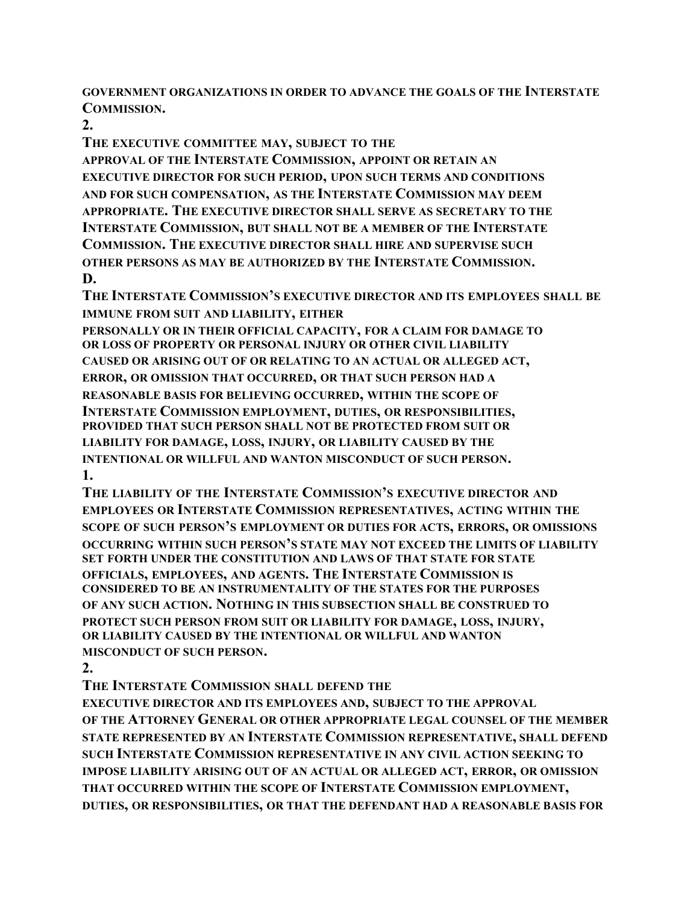**GOVERNMENT ORGANIZATIONS IN ORDER TO ADVANCE THE GOALS OF THE INTERSTATE COMMISSION.**

**2.**

**THE EXECUTIVE COMMITTEE MAY, SUBJECT TO THE APPROVAL OF THE INTERSTATE COMMISSION, APPOINT OR RETAIN AN EXECUTIVE DIRECTOR FOR SUCH PERIOD, UPON SUCH TERMS AND CONDITIONS AND FOR SUCH COMPENSATION, AS THE INTERSTATE COMMISSION MAY DEEM APPROPRIATE. THE EXECUTIVE DIRECTOR SHALL SERVE AS SECRETARY TO THE INTERSTATE COMMISSION, BUT SHALL NOT BE A MEMBER OF THE INTERSTATE COMMISSION. THE EXECUTIVE DIRECTOR SHALL HIRE AND SUPERVISE SUCH OTHER PERSONS AS MAY BE AUTHORIZED BY THE INTERSTATE COMMISSION.**

**D.**

**THE INTERSTATE COMMISSION'S EXECUTIVE DIRECTOR AND ITS EMPLOYEES SHALL BE IMMUNE FROM SUIT AND LIABILITY, EITHER PERSONALLY OR IN THEIR OFFICIAL CAPACITY, FOR A CLAIM FOR DAMAGE TO OR LOSS OF PROPERTY OR PERSONAL INJURY OR OTHER CIVIL LIABILITY CAUSED OR ARISING OUT OF OR RELATING TO AN ACTUAL OR ALLEGED ACT, ERROR, OR OMISSION THAT OCCURRED, OR THAT SUCH PERSON HAD A REASONABLE BASIS FOR BELIEVING OCCURRED, WITHIN THE SCOPE OF INTERSTATE COMMISSION EMPLOYMENT, DUTIES, OR RESPONSIBILITIES, PROVIDED THAT SUCH PERSON SHALL NOT BE PROTECTED FROM SUIT OR LIABILITY FOR DAMAGE, LOSS, INJURY, OR LIABILITY CAUSED BY THE INTENTIONAL OR WILLFUL AND WANTON MISCONDUCT OF SUCH PERSON.**

**1.**

**THE LIABILITY OF THE INTERSTATE COMMISSION'S EXECUTIVE DIRECTOR AND EMPLOYEES OR INTERSTATE COMMISSION REPRESENTATIVES, ACTING WITHIN THE SCOPE OF SUCH PERSON'S EMPLOYMENT OR DUTIES FOR ACTS, ERRORS, OR OMISSIONS OCCURRING WITHIN SUCH PERSON'S STATE MAY NOT EXCEED THE LIMITS OF LIABILITY SET FORTH UNDER THE CONSTITUTION AND LAWS OF THAT STATE FOR STATE OFFICIALS, EMPLOYEES, AND AGENTS. THE INTERSTATE COMMISSION IS CONSIDERED TO BE AN INSTRUMENTALITY OF THE STATES FOR THE PURPOSES OF ANY SUCH ACTION. NOTHING IN THIS SUBSECTION SHALL BE CONSTRUED TO PROTECT SUCH PERSON FROM SUIT OR LIABILITY FOR DAMAGE, LOSS, INJURY, OR LIABILITY CAUSED BY THE INTENTIONAL OR WILLFUL AND WANTON MISCONDUCT OF SUCH PERSON.**

**2.**

**THE INTERSTATE COMMISSION SHALL DEFEND THE EXECUTIVE DIRECTOR AND ITS EMPLOYEES AND, SUBJECT TO THE APPROVAL OF THE ATTORNEY GENERAL OR OTHER APPROPRIATE LEGAL COUNSEL OF THE MEMBER STATE REPRESENTED BY AN INTERSTATE COMMISSION REPRESENTATIVE, SHALL DEFEND SUCH INTERSTATE COMMISSION REPRESENTATIVE IN ANY CIVIL ACTION SEEKING TO IMPOSE LIABILITY ARISING OUT OF AN ACTUAL OR ALLEGED ACT, ERROR, OR OMISSION THAT OCCURRED WITHIN THE SCOPE OF INTERSTATE COMMISSION EMPLOYMENT, DUTIES, OR RESPONSIBILITIES, OR THAT THE DEFENDANT HAD A REASONABLE BASIS FOR**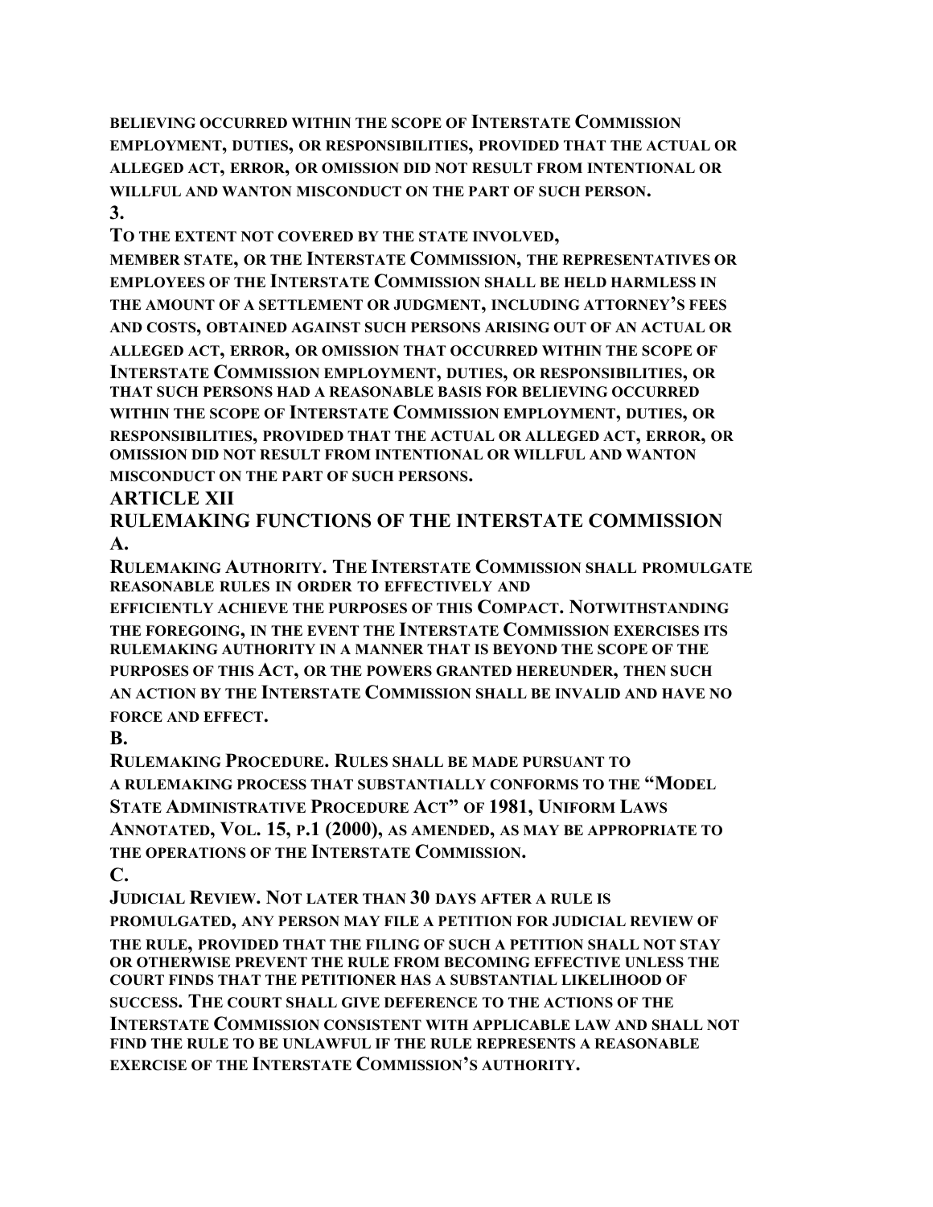**BELIEVING OCCURRED WITHIN THE SCOPE OF INTERSTATE COMMISSION EMPLOYMENT, DUTIES, OR RESPONSIBILITIES, PROVIDED THAT THE ACTUAL OR ALLEGED ACT, ERROR, OR OMISSION DID NOT RESULT FROM INTENTIONAL OR WILLFUL AND WANTON MISCONDUCT ON THE PART OF SUCH PERSON.**

**3.**

**TO THE EXTENT NOT COVERED BY THE STATE INVOLVED, MEMBER STATE, OR THE INTERSTATE COMMISSION, THE REPRESENTATIVES OR EMPLOYEES OF THE INTERSTATE COMMISSION SHALL BE HELD HARMLESS IN THE AMOUNT OF A SETTLEMENT OR JUDGMENT, INCLUDING ATTORNEY'S FEES AND COSTS, OBTAINED AGAINST SUCH PERSONS ARISING OUT OF AN ACTUAL OR ALLEGED ACT, ERROR, OR OMISSION THAT OCCURRED WITHIN THE SCOPE OF INTERSTATE COMMISSION EMPLOYMENT, DUTIES, OR RESPONSIBILITIES, OR THAT SUCH PERSONS HAD A REASONABLE BASIS FOR BELIEVING OCCURRED WITHIN THE SCOPE OF INTERSTATE COMMISSION EMPLOYMENT, DUTIES, OR RESPONSIBILITIES, PROVIDED THAT THE ACTUAL OR ALLEGED ACT, ERROR, OR OMISSION DID NOT RESULT FROM INTENTIONAL OR WILLFUL AND WANTON MISCONDUCT ON THE PART OF SUCH PERSONS.**

## ARTICLE XII

## RULEMAKING FUNCTIONS OF THE INTERSTATE COMMISSION

**A.**

**RULEMAKING AUTHORITY. THE INTERSTATE COMMISSION SHALL PROMULGATE REASONABLE RULES IN ORDER TO EFFECTIVELY AND EFFICIENTLY ACHIEVE THE PURPOSES OF THIS COMPACT. NOTWITHSTANDING THE FOREGOING, IN THE EVENT THE INTERSTATE COMMISSION EXERCISES ITS RULEMAKING AUTHORITY IN A MANNER THAT IS BEYOND THE SCOPE OF THE PURPOSES OF THIS ACT, OR THE POWERS GRANTED HEREUNDER, THEN SUCH AN ACTION BY THE INTERSTATE COMMISSION SHALL BE INVALID AND HAVE NO FORCE AND EFFECT.**

**B.**

**RULEMAKING PROCEDURE. RULES SHALL BE MADE PURSUANT TO A RULEMAKING PROCESS THAT SUBSTANTIALLY CONFORMS TO THE "MODEL STATE ADMINISTRATIVE PROCEDURE ACT" OF 1981, UNIFORM LAWS ANNOTATED, VOL. 15, P.1 (2000), AS AMENDED, AS MAY BE APPROPRIATE TO THE OPERATIONS OF THE INTERSTATE COMMISSION.**

**C.**

**JUDICIAL REVIEW. NOT LATER THAN 30 DAYS AFTER A RULE IS PROMULGATED, ANY PERSON MAY FILE A PETITION FOR JUDICIAL REVIEW OF THE RULE, PROVIDED THAT THE FILING OF SUCH A PETITION SHALL NOT STAY OR OTHERWISE PREVENT THE RULE FROM BECOMING EFFECTIVE UNLESS THE COURT FINDS THAT THE PETITIONER HAS A SUBSTANTIAL LIKELIHOOD OF SUCCESS. THE COURT SHALL GIVE DEFERENCE TO THE ACTIONS OF THE INTERSTATE COMMISSION CONSISTENT WITH APPLICABLE LAW AND SHALL NOT FIND THE RULE TO BE UNLAWFUL IF THE RULE REPRESENTS A REASONABLE EXERCISE OF THE INTERSTATE COMMISSION'S AUTHORITY.**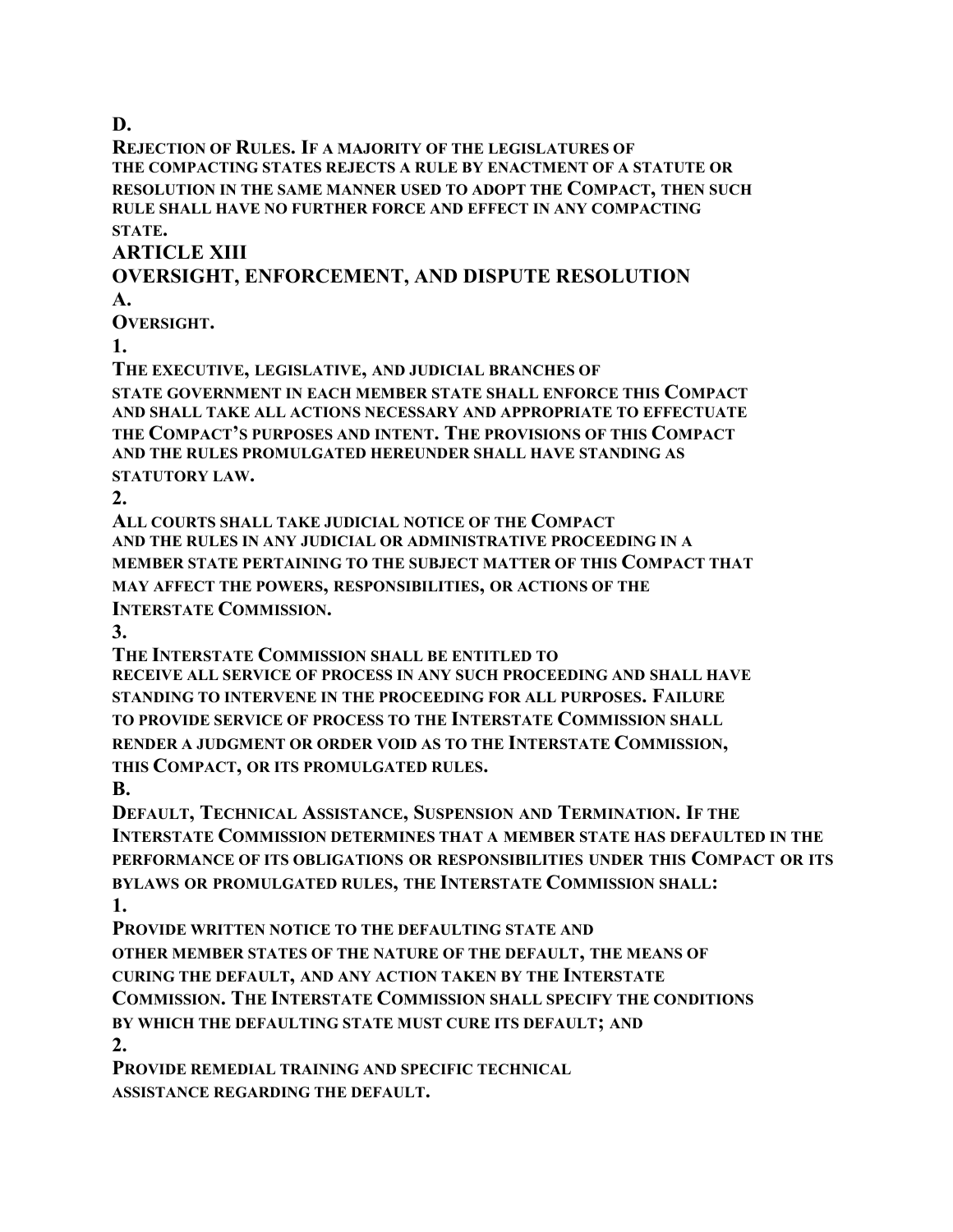**D.**

**Rejection of Rules. If a majority of the legislatures of the compacting states rejects a rule by enactment of a statute or resolution in the same manner used to adopt the Compact, then such rule shall have no further force and effect in any compacting state.**

## ARTICLE XIII
## OVERSIGHT, ENFORCEMENT, AND DISPUTE RESOLUTION

**A.**

**Oversight.**

**1.**

**The executive, legislative, and judicial branches of state government in each member state shall enforce this Compact and shall take all actions necessary and appropriate to effectuate the Compact's purposes and intent. The provisions of this Compact and the rules promulgated hereunder shall have standing as statutory law.**

**2.**

**All courts shall take judicial notice of the Compact and the rules in any judicial or administrative proceeding in a member state pertaining to the subject matter of this Compact that may affect the powers, responsibilities, or actions of the Interstate Commission.**

**3.**

**The Interstate Commission shall be entitled to receive all service of process in any such proceeding and shall have standing to intervene in the proceeding for all purposes. Failure to provide service of process to the Interstate Commission shall render a judgment or order void as to the Interstate Commission, this Compact, or its promulgated rules.**

**B.**

**Default, Technical Assistance, Suspension and Termination. If the Interstate Commission determines that a member state has defaulted in the performance of its obligations or responsibilities under this Compact or its bylaws or promulgated rules, the Interstate Commission shall:**

**1.**

**Provide written notice to the defaulting state and other member states of the nature of the default, the means of curing the default, and any action taken by the Interstate Commission. The Interstate Commission shall specify the conditions by which the defaulting state must cure its default; and**

**2.**

**Provide remedial training and specific technical assistance regarding the default.**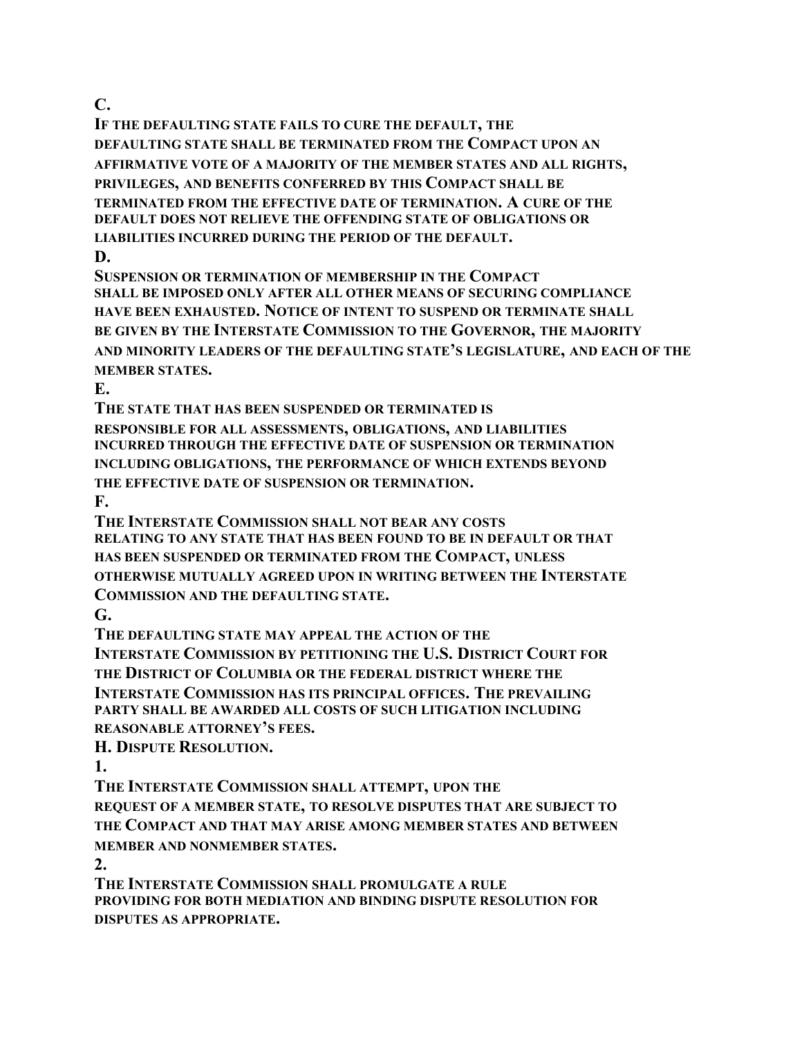C.

IF THE DEFAULTING STATE FAILS TO CURE THE DEFAULT, THE DEFAULTING STATE SHALL BE TERMINATED FROM THE COMPACT UPON AN AFFIRMATIVE VOTE OF A MAJORITY OF THE MEMBER STATES AND ALL RIGHTS, PRIVILEGES, AND BENEFITS CONFERRED BY THIS COMPACT SHALL BE TERMINATED FROM THE EFFECTIVE DATE OF TERMINATION. A CURE OF THE DEFAULT DOES NOT RELIEVE THE OFFENDING STATE OF OBLIGATIONS OR LIABILITIES INCURRED DURING THE PERIOD OF THE DEFAULT.

D.

SUSPENSION OR TERMINATION OF MEMBERSHIP IN THE COMPACT SHALL BE IMPOSED ONLY AFTER ALL OTHER MEANS OF SECURING COMPLIANCE HAVE BEEN EXHAUSTED. NOTICE OF INTENT TO SUSPEND OR TERMINATE SHALL BE GIVEN BY THE INTERSTATE COMMISSION TO THE GOVERNOR, THE MAJORITY AND MINORITY LEADERS OF THE DEFAULTING STATE'S LEGISLATURE, AND EACH OF THE MEMBER STATES.

E.

THE STATE THAT HAS BEEN SUSPENDED OR TERMINATED IS RESPONSIBLE FOR ALL ASSESSMENTS, OBLIGATIONS, AND LIABILITIES INCURRED THROUGH THE EFFECTIVE DATE OF SUSPENSION OR TERMINATION INCLUDING OBLIGATIONS, THE PERFORMANCE OF WHICH EXTENDS BEYOND THE EFFECTIVE DATE OF SUSPENSION OR TERMINATION.

F.

THE INTERSTATE COMMISSION SHALL NOT BEAR ANY COSTS RELATING TO ANY STATE THAT HAS BEEN FOUND TO BE IN DEFAULT OR THAT HAS BEEN SUSPENDED OR TERMINATED FROM THE COMPACT, UNLESS OTHERWISE MUTUALLY AGREED UPON IN WRITING BETWEEN THE INTERSTATE COMMISSION AND THE DEFAULTING STATE.

G.

THE DEFAULTING STATE MAY APPEAL THE ACTION OF THE INTERSTATE COMMISSION BY PETITIONING THE U.S. DISTRICT COURT FOR THE DISTRICT OF COLUMBIA OR THE FEDERAL DISTRICT WHERE THE INTERSTATE COMMISSION HAS ITS PRINCIPAL OFFICES. THE PREVAILING PARTY SHALL BE AWARDED ALL COSTS OF SUCH LITIGATION INCLUDING REASONABLE ATTORNEY'S FEES.

H. DISPUTE RESOLUTION.

1.

THE INTERSTATE COMMISSION SHALL ATTEMPT, UPON THE REQUEST OF A MEMBER STATE, TO RESOLVE DISPUTES THAT ARE SUBJECT TO THE COMPACT AND THAT MAY ARISE AMONG MEMBER STATES AND BETWEEN MEMBER AND NONMEMBER STATES.

2.

THE INTERSTATE COMMISSION SHALL PROMULGATE A RULE PROVIDING FOR BOTH MEDIATION AND BINDING DISPUTE RESOLUTION FOR DISPUTES AS APPROPRIATE.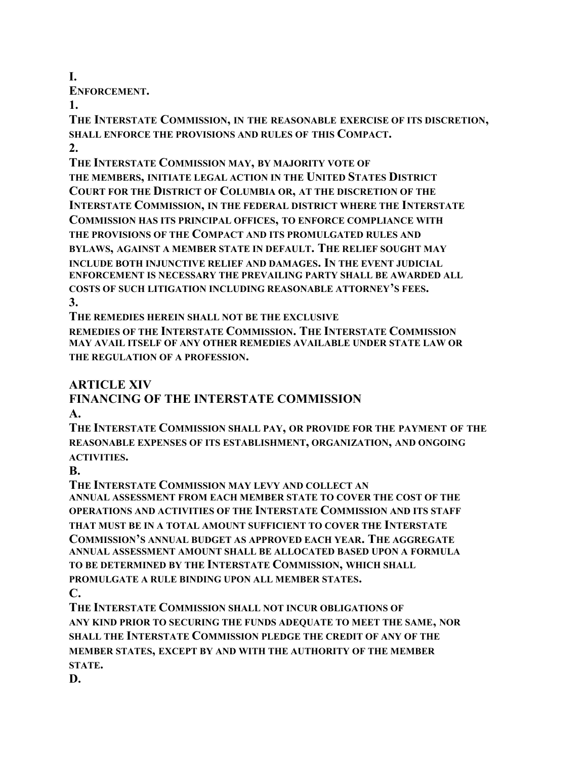I.

ENFORCEMENT.

1.

THE INTERSTATE COMMISSION, IN THE REASONABLE EXERCISE OF ITS DISCRETION, SHALL ENFORCE THE PROVISIONS AND RULES OF THIS COMPACT.

2.

THE INTERSTATE COMMISSION MAY, BY MAJORITY VOTE OF THE MEMBERS, INITIATE LEGAL ACTION IN THE UNITED STATES DISTRICT COURT FOR THE DISTRICT OF COLUMBIA OR, AT THE DISCRETION OF THE INTERSTATE COMMISSION, IN THE FEDERAL DISTRICT WHERE THE INTERSTATE COMMISSION HAS ITS PRINCIPAL OFFICES, TO ENFORCE COMPLIANCE WITH THE PROVISIONS OF THE COMPACT AND ITS PROMULGATED RULES AND BYLAWS, AGAINST A MEMBER STATE IN DEFAULT. THE RELIEF SOUGHT MAY INCLUDE BOTH INJUNCTIVE RELIEF AND DAMAGES. IN THE EVENT JUDICIAL ENFORCEMENT IS NECESSARY THE PREVAILING PARTY SHALL BE AWARDED ALL COSTS OF SUCH LITIGATION INCLUDING REASONABLE ATTORNEY'S FEES.

3.

THE REMEDIES HEREIN SHALL NOT BE THE EXCLUSIVE REMEDIES OF THE INTERSTATE COMMISSION. THE INTERSTATE COMMISSION MAY AVAIL ITSELF OF ANY OTHER REMEDIES AVAILABLE UNDER STATE LAW OR THE REGULATION OF A PROFESSION.

## ARTICLE XIV
## FINANCING OF THE INTERSTATE COMMISSION

A.

THE INTERSTATE COMMISSION SHALL PAY, OR PROVIDE FOR THE PAYMENT OF THE REASONABLE EXPENSES OF ITS ESTABLISHMENT, ORGANIZATION, AND ONGOING ACTIVITIES.

B.

THE INTERSTATE COMMISSION MAY LEVY AND COLLECT AN ANNUAL ASSESSMENT FROM EACH MEMBER STATE TO COVER THE COST OF THE OPERATIONS AND ACTIVITIES OF THE INTERSTATE COMMISSION AND ITS STAFF THAT MUST BE IN A TOTAL AMOUNT SUFFICIENT TO COVER THE INTERSTATE COMMISSION'S ANNUAL BUDGET AS APPROVED EACH YEAR. THE AGGREGATE ANNUAL ASSESSMENT AMOUNT SHALL BE ALLOCATED BASED UPON A FORMULA TO BE DETERMINED BY THE INTERSTATE COMMISSION, WHICH SHALL PROMULGATE A RULE BINDING UPON ALL MEMBER STATES.

C.

THE INTERSTATE COMMISSION SHALL NOT INCUR OBLIGATIONS OF ANY KIND PRIOR TO SECURING THE FUNDS ADEQUATE TO MEET THE SAME, NOR SHALL THE INTERSTATE COMMISSION PLEDGE THE CREDIT OF ANY OF THE MEMBER STATES, EXCEPT BY AND WITH THE AUTHORITY OF THE MEMBER STATE.

D.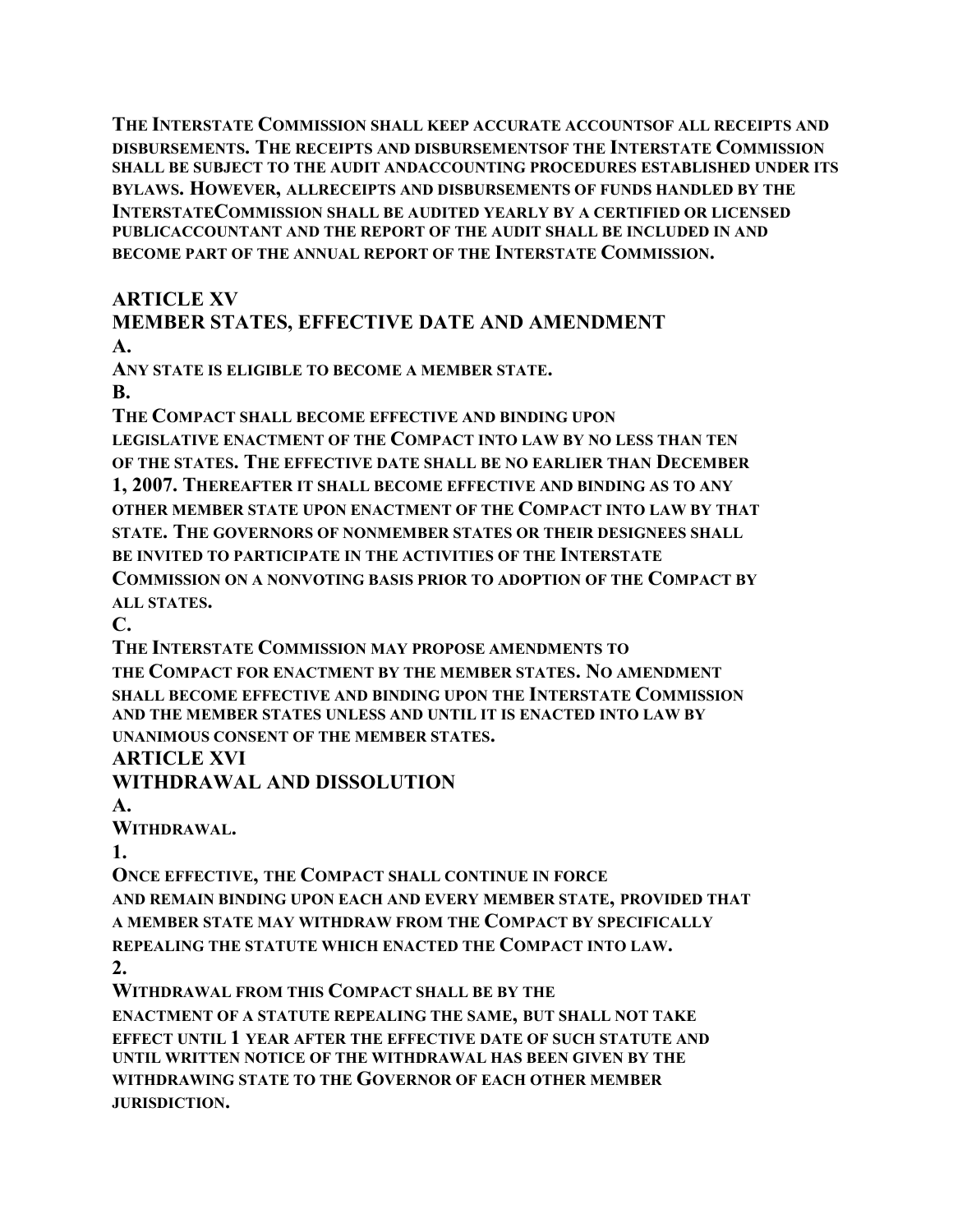THE INTERSTATE COMMISSION SHALL KEEP ACCURATE ACCOUNTSOF ALL RECEIPTS AND DISBURSEMENTS. THE RECEIPTS AND DISBURSEMENTSOF THE INTERSTATE COMMISSION SHALL BE SUBJECT TO THE AUDIT ANDACCOUNTING PROCEDURES ESTABLISHED UNDER ITS BYLAWS. HOWEVER, ALLRECEIPTS AND DISBURSEMENTS OF FUNDS HANDLED BY THE INTERSTATECOMMISSION SHALL BE AUDITED YEARLY BY A CERTIFIED OR LICENSED PUBLICACCOUNTANT AND THE REPORT OF THE AUDIT SHALL BE INCLUDED IN AND BECOME PART OF THE ANNUAL REPORT OF THE INTERSTATE COMMISSION.

## ARTICLE XV
## MEMBER STATES, EFFECTIVE DATE AND AMENDMENT

**A.**

ANY STATE IS ELIGIBLE TO BECOME A MEMBER STATE.

**B.**

THE COMPACT SHALL BECOME EFFECTIVE AND BINDING UPON LEGISLATIVE ENACTMENT OF THE COMPACT INTO LAW BY NO LESS THAN TEN OF THE STATES. THE EFFECTIVE DATE SHALL BE NO EARLIER THAN DECEMBER 1, 2007. THEREAFTER IT SHALL BECOME EFFECTIVE AND BINDING AS TO ANY OTHER MEMBER STATE UPON ENACTMENT OF THE COMPACT INTO LAW BY THAT STATE. THE GOVERNORS OF NONMEMBER STATES OR THEIR DESIGNEES SHALL BE INVITED TO PARTICIPATE IN THE ACTIVITIES OF THE INTERSTATE COMMISSION ON A NONVOTING BASIS PRIOR TO ADOPTION OF THE COMPACT BY ALL STATES.

**C.**

THE INTERSTATE COMMISSION MAY PROPOSE AMENDMENTS TO THE COMPACT FOR ENACTMENT BY THE MEMBER STATES. NO AMENDMENT SHALL BECOME EFFECTIVE AND BINDING UPON THE INTERSTATE COMMISSION AND THE MEMBER STATES UNLESS AND UNTIL IT IS ENACTED INTO LAW BY UNANIMOUS CONSENT OF THE MEMBER STATES.

## ARTICLE XVI
## WITHDRAWAL AND DISSOLUTION

**A.**

WITHDRAWAL.

**1.**

ONCE EFFECTIVE, THE COMPACT SHALL CONTINUE IN FORCE AND REMAIN BINDING UPON EACH AND EVERY MEMBER STATE, PROVIDED THAT A MEMBER STATE MAY WITHDRAW FROM THE COMPACT BY SPECIFICALLY REPEALING THE STATUTE WHICH ENACTED THE COMPACT INTO LAW.

**2.**

WITHDRAWAL FROM THIS COMPACT SHALL BE BY THE ENACTMENT OF A STATUTE REPEALING THE SAME, BUT SHALL NOT TAKE EFFECT UNTIL 1 YEAR AFTER THE EFFECTIVE DATE OF SUCH STATUTE AND UNTIL WRITTEN NOTICE OF THE WITHDRAWAL HAS BEEN GIVEN BY THE WITHDRAWING STATE TO THE GOVERNOR OF EACH OTHER MEMBER JURISDICTION.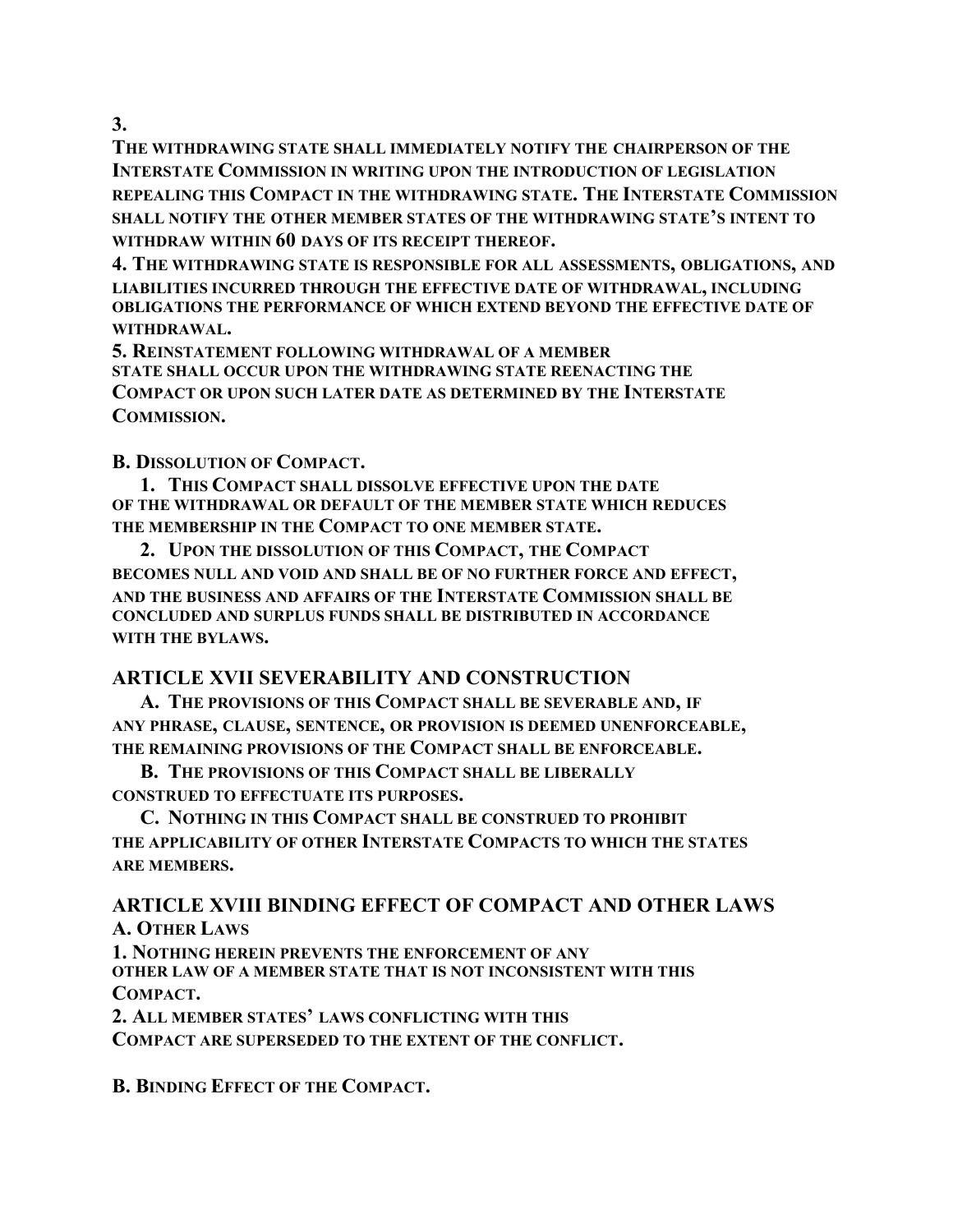**3.**
**THE WITHDRAWING STATE SHALL IMMEDIATELY NOTIFY THE CHAIRPERSON OF THE INTERSTATE COMMISSION IN WRITING UPON THE INTRODUCTION OF LEGISLATION REPEALING THIS COMPACT IN THE WITHDRAWING STATE. THE INTERSTATE COMMISSION SHALL NOTIFY THE OTHER MEMBER STATES OF THE WITHDRAWING STATE'S INTENT TO WITHDRAW WITHIN 60 DAYS OF ITS RECEIPT THEREOF.**

**4. THE WITHDRAWING STATE IS RESPONSIBLE FOR ALL ASSESSMENTS, OBLIGATIONS, AND LIABILITIES INCURRED THROUGH THE EFFECTIVE DATE OF WITHDRAWAL, INCLUDING OBLIGATIONS THE PERFORMANCE OF WHICH EXTEND BEYOND THE EFFECTIVE DATE OF WITHDRAWAL.**

**5. REINSTATEMENT FOLLOWING WITHDRAWAL OF A MEMBER STATE SHALL OCCUR UPON THE WITHDRAWING STATE REENACTING THE COMPACT OR UPON SUCH LATER DATE AS DETERMINED BY THE INTERSTATE COMMISSION.**

**B. DISSOLUTION OF COMPACT.**

**1. THIS COMPACT SHALL DISSOLVE EFFECTIVE UPON THE DATE OF THE WITHDRAWAL OR DEFAULT OF THE MEMBER STATE WHICH REDUCES THE MEMBERSHIP IN THE COMPACT TO ONE MEMBER STATE.**

**2. UPON THE DISSOLUTION OF THIS COMPACT, THE COMPACT BECOMES NULL AND VOID AND SHALL BE OF NO FURTHER FORCE AND EFFECT, AND THE BUSINESS AND AFFAIRS OF THE INTERSTATE COMMISSION SHALL BE CONCLUDED AND SURPLUS FUNDS SHALL BE DISTRIBUTED IN ACCORDANCE WITH THE BYLAWS.**

## ARTICLE XVII SEVERABILITY AND CONSTRUCTION

**A. THE PROVISIONS OF THIS COMPACT SHALL BE SEVERABLE AND, IF ANY PHRASE, CLAUSE, SENTENCE, OR PROVISION IS DEEMED UNENFORCEABLE, THE REMAINING PROVISIONS OF THE COMPACT SHALL BE ENFORCEABLE.**

**B. THE PROVISIONS OF THIS COMPACT SHALL BE LIBERALLY CONSTRUED TO EFFECTUATE ITS PURPOSES.**

**C. NOTHING IN THIS COMPACT SHALL BE CONSTRUED TO PROHIBIT THE APPLICABILITY OF OTHER INTERSTATE COMPACTS TO WHICH THE STATES ARE MEMBERS.**

## ARTICLE XVIII BINDING EFFECT OF COMPACT AND OTHER LAWS

**A. OTHER LAWS**

**1. NOTHING HEREIN PREVENTS THE ENFORCEMENT OF ANY OTHER LAW OF A MEMBER STATE THAT IS NOT INCONSISTENT WITH THIS COMPACT.**

**2. ALL MEMBER STATES' LAWS CONFLICTING WITH THIS COMPACT ARE SUPERSEDED TO THE EXTENT OF THE CONFLICT.**

**B. BINDING EFFECT OF THE COMPACT.**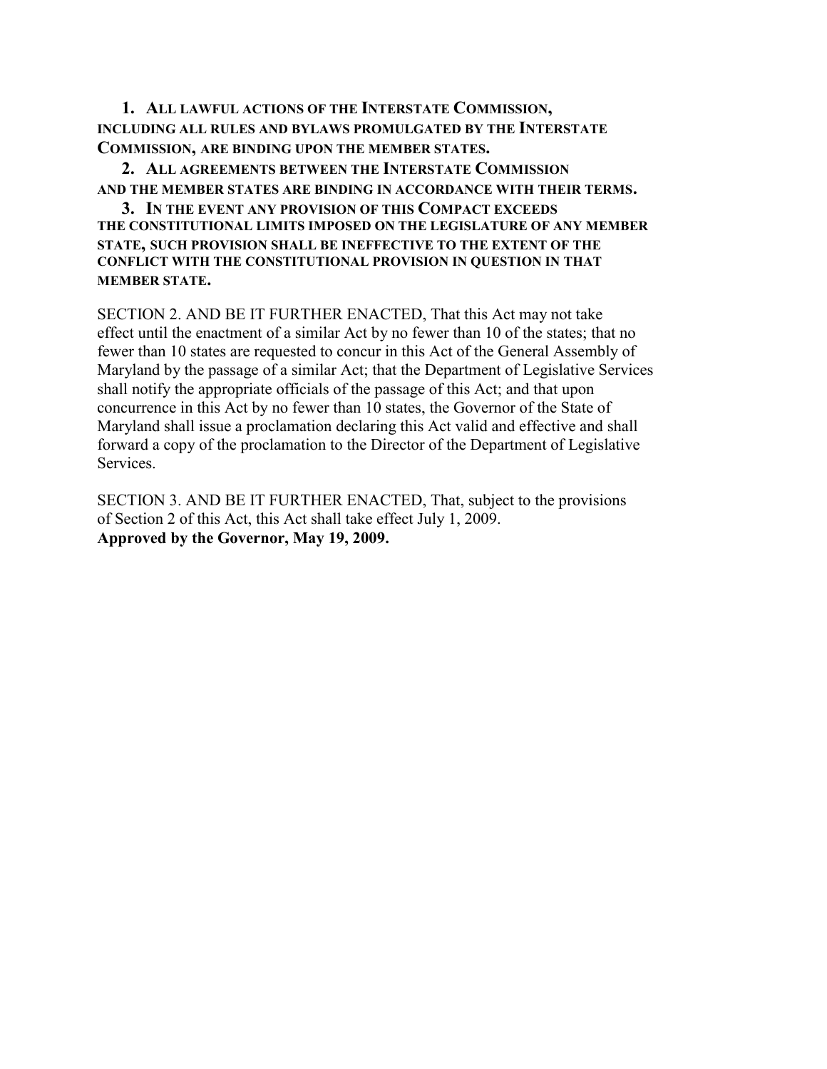1. **ALL LAWFUL ACTIONS OF THE INTERSTATE COMMISSION, INCLUDING ALL RULES AND BYLAWS PROMULGATED BY THE INTERSTATE COMMISSION, ARE BINDING UPON THE MEMBER STATES.**

2. **ALL AGREEMENTS BETWEEN THE INTERSTATE COMMISSION AND THE MEMBER STATES ARE BINDING IN ACCORDANCE WITH THEIR TERMS.**

3. **IN THE EVENT ANY PROVISION OF THIS COMPACT EXCEEDS THE CONSTITUTIONAL LIMITS IMPOSED ON THE LEGISLATURE OF ANY MEMBER STATE, SUCH PROVISION SHALL BE INEFFECTIVE TO THE EXTENT OF THE CONFLICT WITH THE CONSTITUTIONAL PROVISION IN QUESTION IN THAT MEMBER STATE.**

SECTION 2. AND BE IT FURTHER ENACTED, That this Act may not take effect until the enactment of a similar Act by no fewer than 10 of the states; that no fewer than 10 states are requested to concur in this Act of the General Assembly of Maryland by the passage of a similar Act; that the Department of Legislative Services shall notify the appropriate officials of the passage of this Act; and that upon concurrence in this Act by no fewer than 10 states, the Governor of the State of Maryland shall issue a proclamation declaring this Act valid and effective and shall forward a copy of the proclamation to the Director of the Department of Legislative Services.

SECTION 3. AND BE IT FURTHER ENACTED, That, subject to the provisions of Section 2 of this Act, this Act shall take effect July 1, 2009.
**Approved by the Governor, May 19, 2009.**